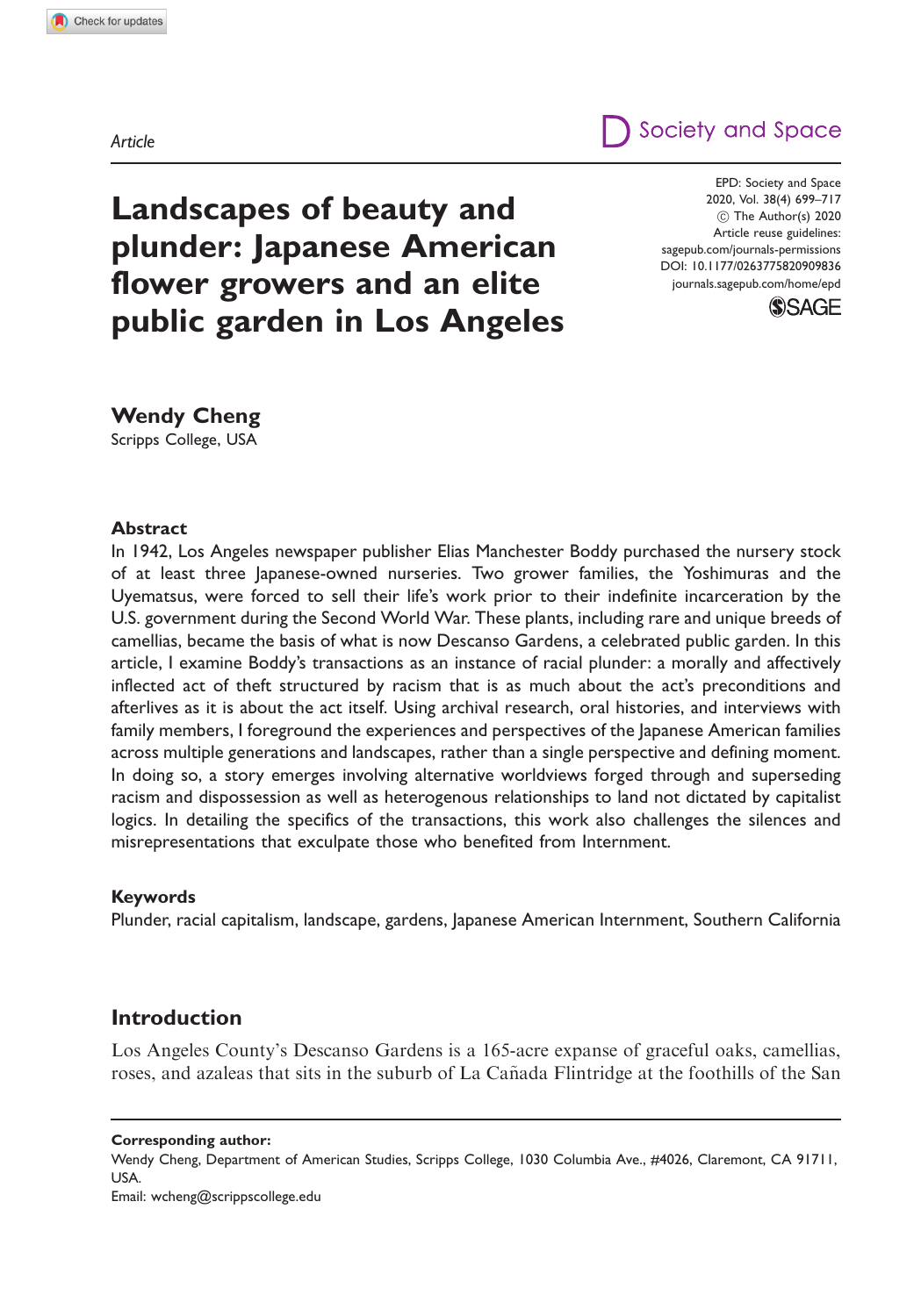Article

# Landscapes of beauty and plunder: Japanese American flower growers and an elite public garden in Los Angeles

EPD: Society and Space
2020, Vol. 38(4) 699–717
© The Author(s) 2020
Article reuse guidelines:
sagepub.com/journals-permissions
DOI: 10.1177/0263775820909836
journals.sagepub.com/home/epd

**Wendy Cheng**
Scripps College, USA

## Abstract

In 1942, Los Angeles newspaper publisher Elias Manchester Boddy purchased the nursery stock of at least three Japanese-owned nurseries. Two grower families, the Yoshimuras and the Uyematsus, were forced to sell their life's work prior to their indefinite incarceration by the U.S. government during the Second World War. These plants, including rare and unique breeds of camellias, became the basis of what is now Descanso Gardens, a celebrated public garden. In this article, I examine Boddy's transactions as an instance of racial plunder: a morally and affectively inflected act of theft structured by racism that is as much about the act's preconditions and afterlives as it is about the act itself. Using archival research, oral histories, and interviews with family members, I foreground the experiences and perspectives of the Japanese American families across multiple generations and landscapes, rather than a single perspective and defining moment. In doing so, a story emerges involving alternative worldviews forged through and superseding racism and dispossession as well as heterogenous relationships to land not dictated by capitalist logics. In detailing the specifics of the transactions, this work also challenges the silences and misrepresentations that exculpate those who benefited from Internment.

## Keywords

Plunder, racial capitalism, landscape, gardens, Japanese American Internment, Southern California

## Introduction

Los Angeles County's Descanso Gardens is a 165-acre expanse of graceful oaks, camellias, roses, and azaleas that sits in the suburb of La Cañada Flintridge at the foothills of the San

**Corresponding author:**
Wendy Cheng, Department of American Studies, Scripps College, 1030 Columbia Ave., #4026, Claremont, CA 91711, USA.
Email: wcheng@scrippscollege.edu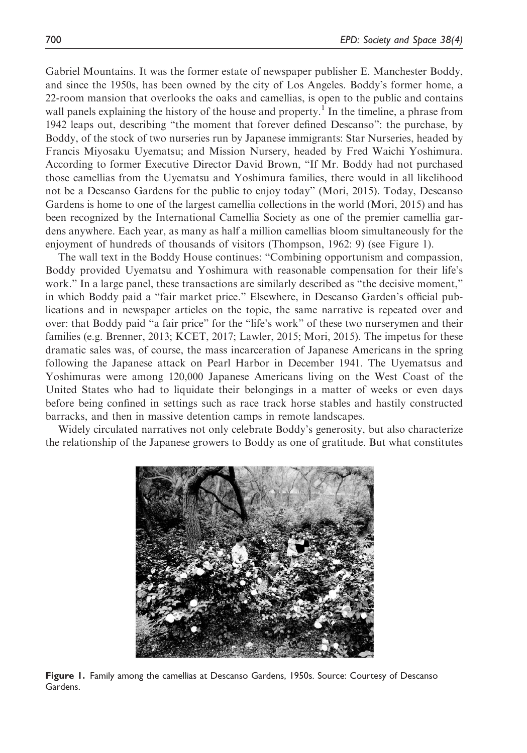Gabriel Mountains. It was the former estate of newspaper publisher E. Manchester Boddy, and since the 1950s, has been owned by the city of Los Angeles. Boddy's former home, a 22-room mansion that overlooks the oaks and camellias, is open to the public and contains wall panels explaining the history of the house and property.[1] In the timeline, a phrase from 1942 leaps out, describing "the moment that forever defined Descanso": the purchase, by Boddy, of the stock of two nurseries run by Japanese immigrants: Star Nurseries, headed by Francis Miyosaku Uyematsu; and Mission Nursery, headed by Fred Waichi Yoshimura. According to former Executive Director David Brown, "If Mr. Boddy had not purchased those camellias from the Uyematsu and Yoshimura families, there would in all likelihood not be a Descanso Gardens for the public to enjoy today" (Mori, 2015). Today, Descanso Gardens is home to one of the largest camellia collections in the world (Mori, 2015) and has been recognized by the International Camellia Society as one of the premier camellia gardens anywhere. Each year, as many as half a million camellias bloom simultaneously for the enjoyment of hundreds of thousands of visitors (Thompson, 1962: 9) (see Figure 1).

The wall text in the Boddy House continues: "Combining opportunism and compassion, Boddy provided Uyematsu and Yoshimura with reasonable compensation for their life's work." In a large panel, these transactions are similarly described as "the decisive moment," in which Boddy paid a "fair market price." Elsewhere, in Descanso Garden's official publications and in newspaper articles on the topic, the same narrative is repeated over and over: that Boddy paid "a fair price" for the "life's work" of these two nurserymen and their families (e.g. Brenner, 2013; KCET, 2017; Lawler, 2015; Mori, 2015). The impetus for these dramatic sales was, of course, the mass incarceration of Japanese Americans in the spring following the Japanese attack on Pearl Harbor in December 1941. The Uyematsus and Yoshimuras were among 120,000 Japanese Americans living on the West Coast of the United States who had to liquidate their belongings in a matter of weeks or even days before being confined in settings such as race track horse stables and hastily constructed barracks, and then in massive detention camps in remote landscapes.

Widely circulated narratives not only celebrate Boddy's generosity, but also characterize the relationship of the Japanese growers to Boddy as one of gratitude. But what constitutes

**Figure 1.** Family among the camellias at Descanso Gardens, 1950s. Source: Courtesy of Descanso Gardens.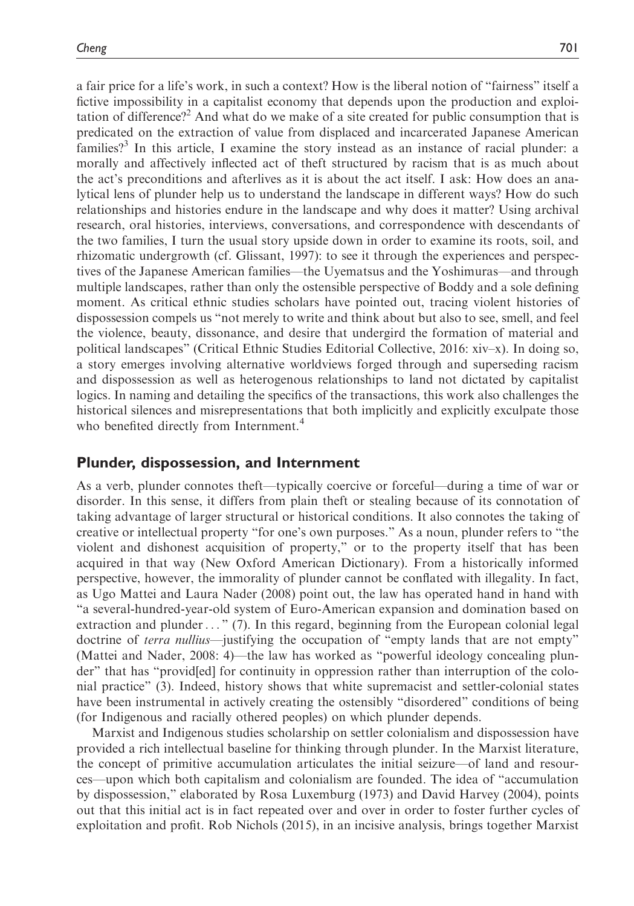a fair price for a life's work, in such a context? How is the liberal notion of "fairness" itself a fictive impossibility in a capitalist economy that depends upon the production and exploitation of difference?[2] And what do we make of a site created for public consumption that is predicated on the extraction of value from displaced and incarcerated Japanese American families?[3] In this article, I examine the story instead as an instance of racial plunder: a morally and affectively inflected act of theft structured by racism that is as much about the act's preconditions and afterlives as it is about the act itself. I ask: How does an analytical lens of plunder help us to understand the landscape in different ways? How do such relationships and histories endure in the landscape and why does it matter? Using archival research, oral histories, interviews, conversations, and correspondence with descendants of the two families, I turn the usual story upside down in order to examine its roots, soil, and rhizomatic undergrowth (cf. Glissant, 1997): to see it through the experiences and perspectives of the Japanese American families—the Uyematsus and the Yoshimuras—and through multiple landscapes, rather than only the ostensible perspective of Boddy and a sole defining moment. As critical ethnic studies scholars have pointed out, tracing violent histories of dispossession compels us "not merely to write and think about but also to see, smell, and feel the violence, beauty, dissonance, and desire that undergird the formation of material and political landscapes" (Critical Ethnic Studies Editorial Collective, 2016: xiv–x). In doing so, a story emerges involving alternative worldviews forged through and superseding racism and dispossession as well as heterogenous relationships to land not dictated by capitalist logics. In naming and detailing the specifics of the transactions, this work also challenges the historical silences and misrepresentations that both implicitly and explicitly exculpate those who benefited directly from Internment.[4]

## Plunder, dispossession, and Internment

As a verb, plunder connotes theft—typically coercive or forceful—during a time of war or disorder. In this sense, it differs from plain theft or stealing because of its connotation of taking advantage of larger structural or historical conditions. It also connotes the taking of creative or intellectual property "for one's own purposes." As a noun, plunder refers to "the violent and dishonest acquisition of property," or to the property itself that has been acquired in that way (New Oxford American Dictionary). From a historically informed perspective, however, the immorality of plunder cannot be conflated with illegality. In fact, as Ugo Mattei and Laura Nader (2008) point out, the law has operated hand in hand with "a several-hundred-year-old system of Euro-American expansion and domination based on extraction and plunder . . . " (7). In this regard, beginning from the European colonial legal doctrine of *terra nullius*—justifying the occupation of "empty lands that are not empty" (Mattei and Nader, 2008: 4)—the law has worked as "powerful ideology concealing plunder" that has "provid[ed] for continuity in oppression rather than interruption of the colonial practice" (3). Indeed, history shows that white supremacist and settler-colonial states have been instrumental in actively creating the ostensibly "disordered" conditions of being (for Indigenous and racially othered peoples) on which plunder depends.

Marxist and Indigenous studies scholarship on settler colonialism and dispossession have provided a rich intellectual baseline for thinking through plunder. In the Marxist literature, the concept of primitive accumulation articulates the initial seizure—of land and resources—upon which both capitalism and colonialism are founded. The idea of "accumulation by dispossession," elaborated by Rosa Luxemburg (1973) and David Harvey (2004), points out that this initial act is in fact repeated over and over in order to foster further cycles of exploitation and profit. Rob Nichols (2015), in an incisive analysis, brings together Marxist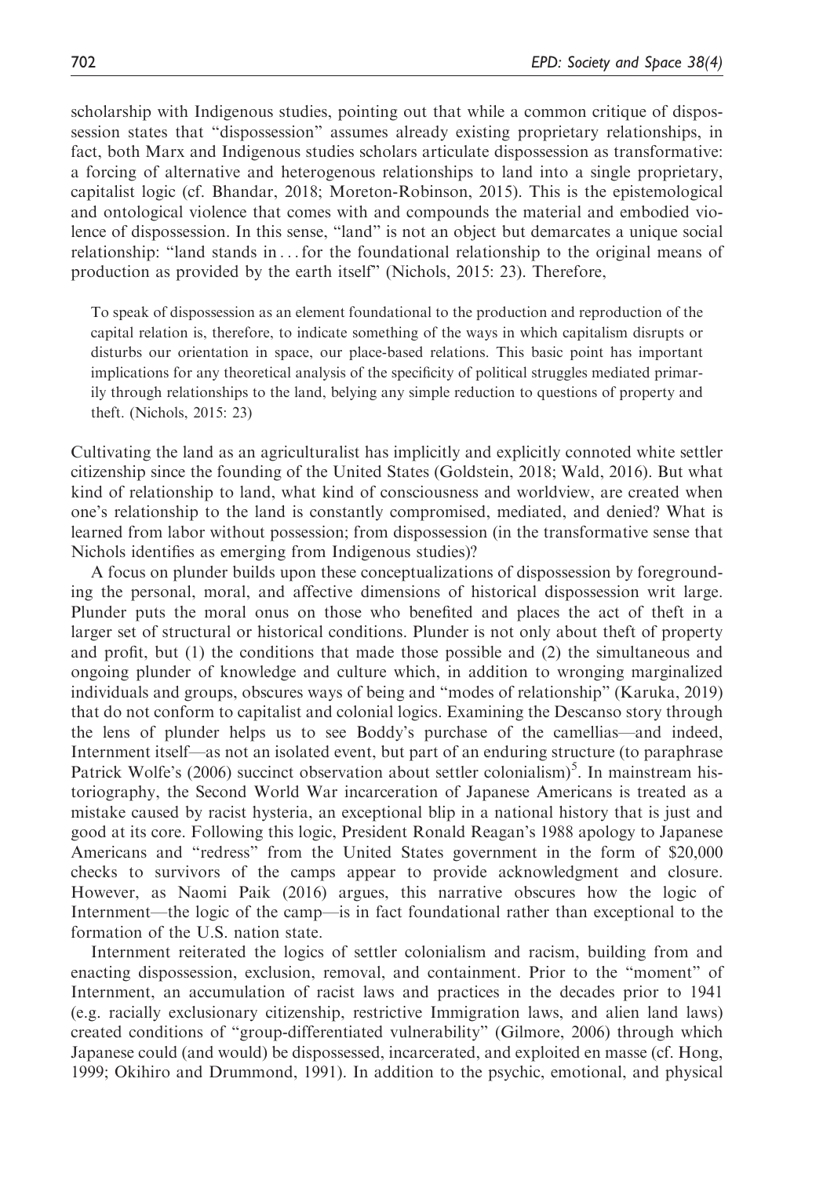scholarship with Indigenous studies, pointing out that while a common critique of dispossession states that "dispossession" assumes already existing proprietary relationships, in fact, both Marx and Indigenous studies scholars articulate dispossession as transformative: a forcing of alternative and heterogenous relationships to land into a single proprietary, capitalist logic (cf. Bhandar, 2018; Moreton-Robinson, 2015). This is the epistemological and ontological violence that comes with and compounds the material and embodied violence of dispossession. In this sense, "land" is not an object but demarcates a unique social relationship: "land stands in ... for the foundational relationship to the original means of production as provided by the earth itself" (Nichols, 2015: 23). Therefore,

> To speak of dispossession as an element foundational to the production and reproduction of the capital relation is, therefore, to indicate something of the ways in which capitalism disrupts or disturbs our orientation in space, our place-based relations. This basic point has important implications for any theoretical analysis of the specificity of political struggles mediated primarily through relationships to the land, belying any simple reduction to questions of property and theft. (Nichols, 2015: 23)

Cultivating the land as an agriculturalist has implicitly and explicitly connoted white settler citizenship since the founding of the United States (Goldstein, 2018; Wald, 2016). But what kind of relationship to land, what kind of consciousness and worldview, are created when one's relationship to the land is constantly compromised, mediated, and denied? What is learned from labor without possession; from dispossession (in the transformative sense that Nichols identifies as emerging from Indigenous studies)?

A focus on plunder builds upon these conceptualizations of dispossession by foregrounding the personal, moral, and affective dimensions of historical dispossession writ large. Plunder puts the moral onus on those who benefited and places the act of theft in a larger set of structural or historical conditions. Plunder is not only about theft of property and profit, but (1) the conditions that made those possible and (2) the simultaneous and ongoing plunder of knowledge and culture which, in addition to wronging marginalized individuals and groups, obscures ways of being and "modes of relationship" (Karuka, 2019) that do not conform to capitalist and colonial logics. Examining the Descanso story through the lens of plunder helps us to see Boddy's purchase of the camellias—and indeed, Internment itself—as not an isolated event, but part of an enduring structure (to paraphrase Patrick Wolfe's (2006) succinct observation about settler colonialism)[5]. In mainstream historiography, the Second World War incarceration of Japanese Americans is treated as a mistake caused by racist hysteria, an exceptional blip in a national history that is just and good at its core. Following this logic, President Ronald Reagan's 1988 apology to Japanese Americans and "redress" from the United States government in the form of $20,000 checks to survivors of the camps appear to provide acknowledgment and closure. However, as Naomi Paik (2016) argues, this narrative obscures how the logic of Internment—the logic of the camp—is in fact foundational rather than exceptional to the formation of the U.S. nation state.

Internment reiterated the logics of settler colonialism and racism, building from and enacting dispossession, exclusion, removal, and containment. Prior to the "moment" of Internment, an accumulation of racist laws and practices in the decades prior to 1941 (e.g. racially exclusionary citizenship, restrictive Immigration laws, and alien land laws) created conditions of "group-differentiated vulnerability" (Gilmore, 2006) through which Japanese could (and would) be dispossessed, incarcerated, and exploited en masse (cf. Hong, 1999; Okihiro and Drummond, 1991). In addition to the psychic, emotional, and physical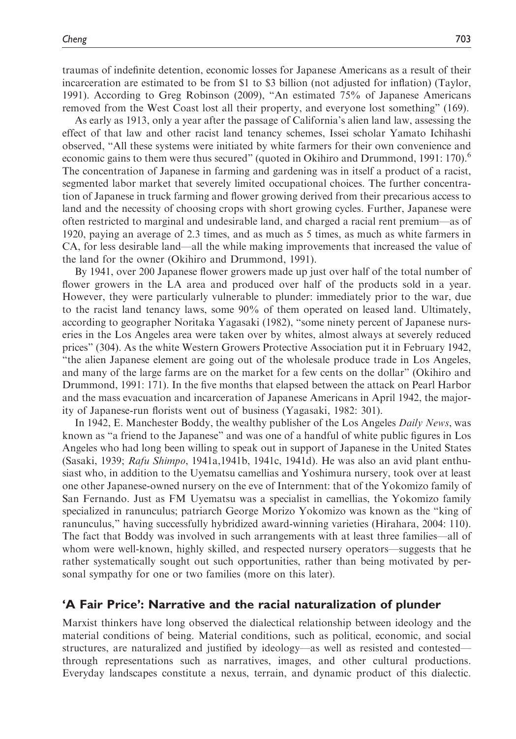traumas of indefinite detention, economic losses for Japanese Americans as a result of their incarceration are estimated to be from $1 to $3 billion (not adjusted for inflation) (Taylor, 1991). According to Greg Robinson (2009), "An estimated 75% of Japanese Americans removed from the West Coast lost all their property, and everyone lost something" (169).

As early as 1913, only a year after the passage of California's alien land law, assessing the effect of that law and other racist land tenancy schemes, Issei scholar Yamato Ichihashi observed, "All these systems were initiated by white farmers for their own convenience and economic gains to them were thus secured" (quoted in Okihiro and Drummond, 1991: 170).[6] The concentration of Japanese in farming and gardening was in itself a product of a racist, segmented labor market that severely limited occupational choices. The further concentration of Japanese in truck farming and flower growing derived from their precarious access to land and the necessity of choosing crops with short growing cycles. Further, Japanese were often restricted to marginal and undesirable land, and charged a racial rent premium—as of 1920, paying an average of 2.3 times, and as much as 5 times, as much as white farmers in CA, for less desirable land—all the while making improvements that increased the value of the land for the owner (Okihiro and Drummond, 1991).

By 1941, over 200 Japanese flower growers made up just over half of the total number of flower growers in the LA area and produced over half of the products sold in a year. However, they were particularly vulnerable to plunder: immediately prior to the war, due to the racist land tenancy laws, some 90% of them operated on leased land. Ultimately, according to geographer Noritaka Yagasaki (1982), "some ninety percent of Japanese nurseries in the Los Angeles area were taken over by whites, almost always at severely reduced prices" (304). As the white Western Growers Protective Association put it in February 1942, "the alien Japanese element are going out of the wholesale produce trade in Los Angeles, and many of the large farms are on the market for a few cents on the dollar" (Okihiro and Drummond, 1991: 171). In the five months that elapsed between the attack on Pearl Harbor and the mass evacuation and incarceration of Japanese Americans in April 1942, the majority of Japanese-run florists went out of business (Yagasaki, 1982: 301).

In 1942, E. Manchester Boddy, the wealthy publisher of the Los Angeles *Daily News*, was known as "a friend to the Japanese" and was one of a handful of white public figures in Los Angeles who had long been willing to speak out in support of Japanese in the United States (Sasaki, 1939; *Rafu Shimpo*, 1941a,1941b, 1941c, 1941d). He was also an avid plant enthusiast who, in addition to the Uyematsu camellias and Yoshimura nursery, took over at least one other Japanese-owned nursery on the eve of Internment: that of the Yokomizo family of San Fernando. Just as FM Uyematsu was a specialist in camellias, the Yokomizo family specialized in ranunculus; patriarch George Morizo Yokomizo was known as the "king of ranunculus," having successfully hybridized award-winning varieties (Hirahara, 2004: 110). The fact that Boddy was involved in such arrangements with at least three families—all of whom were well-known, highly skilled, and respected nursery operators—suggests that he rather systematically sought out such opportunities, rather than being motivated by personal sympathy for one or two families (more on this later).

## 'A Fair Price': Narrative and the racial naturalization of plunder

Marxist thinkers have long observed the dialectical relationship between ideology and the material conditions of being. Material conditions, such as political, economic, and social structures, are naturalized and justified by ideology—as well as resisted and contested—through representations such as narratives, images, and other cultural productions. Everyday landscapes constitute a nexus, terrain, and dynamic product of this dialectic.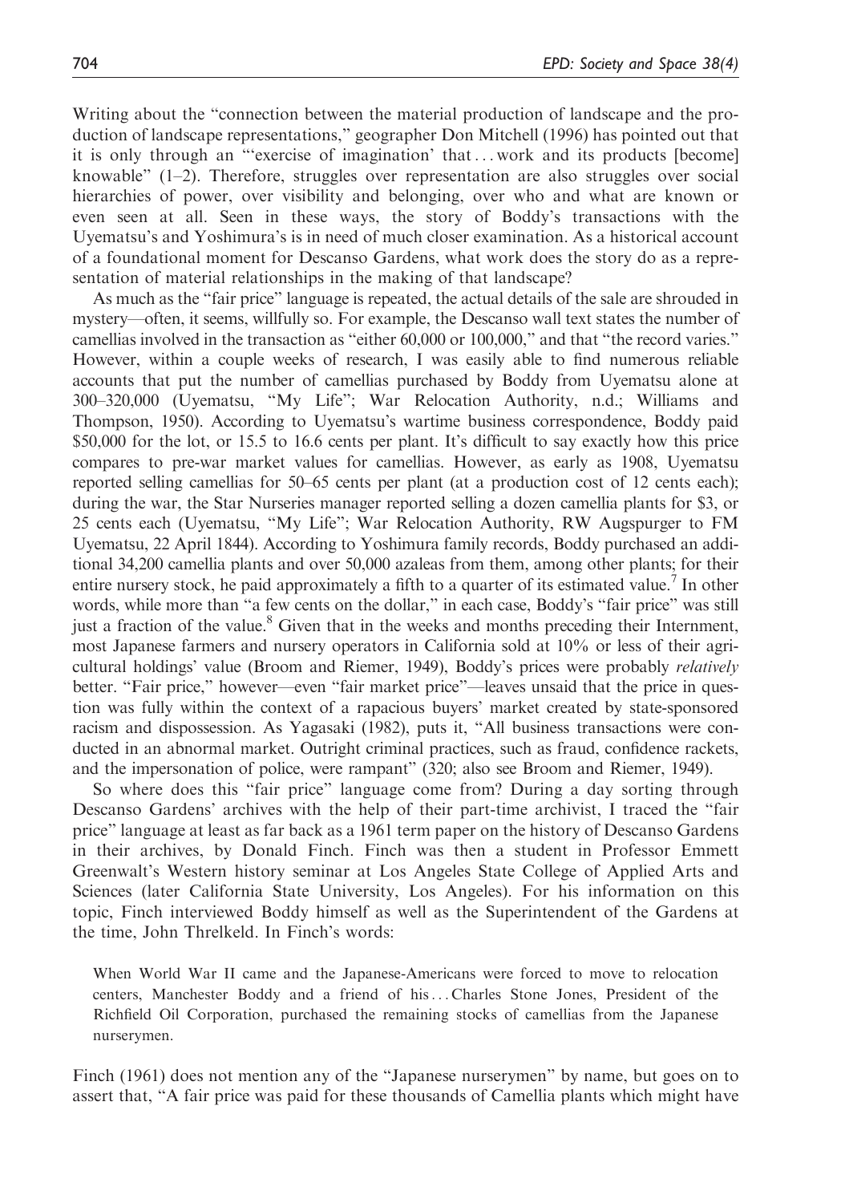Writing about the "connection between the material production of landscape and the production of landscape representations," geographer Don Mitchell (1996) has pointed out that it is only through an "'exercise of imagination' that ... work and its products [become] knowable" (1–2). Therefore, struggles over representation are also struggles over social hierarchies of power, over visibility and belonging, over who and what are known or even seen at all. Seen in these ways, the story of Boddy's transactions with the Uyematsu's and Yoshimura's is in need of much closer examination. As a historical account of a foundational moment for Descanso Gardens, what work does the story do as a representation of material relationships in the making of that landscape?

As much as the "fair price" language is repeated, the actual details of the sale are shrouded in mystery—often, it seems, willfully so. For example, the Descanso wall text states the number of camellias involved in the transaction as "either 60,000 or 100,000," and that "the record varies." However, within a couple weeks of research, I was easily able to find numerous reliable accounts that put the number of camellias purchased by Boddy from Uyematsu alone at 300–320,000 (Uyematsu, "My Life"; War Relocation Authority, n.d.; Williams and Thompson, 1950). According to Uyematsu's wartime business correspondence, Boddy paid $50,000 for the lot, or 15.5 to 16.6 cents per plant. It's difficult to say exactly how this price compares to pre-war market values for camellias. However, as early as 1908, Uyematsu reported selling camellias for 50–65 cents per plant (at a production cost of 12 cents each); during the war, the Star Nurseries manager reported selling a dozen camellia plants for $3, or 25 cents each (Uyematsu, "My Life"; War Relocation Authority, RW Augspurger to FM Uyematsu, 22 April 1844). According to Yoshimura family records, Boddy purchased an additional 34,200 camellia plants and over 50,000 azaleas from them, among other plants; for their entire nursery stock, he paid approximately a fifth to a quarter of its estimated value.[7] In other words, while more than "a few cents on the dollar," in each case, Boddy's "fair price" was still just a fraction of the value.[8] Given that in the weeks and months preceding their Internment, most Japanese farmers and nursery operators in California sold at 10% or less of their agricultural holdings' value (Broom and Riemer, 1949), Boddy's prices were probably *relatively* better. "Fair price," however—even "fair market price"—leaves unsaid that the price in question was fully within the context of a rapacious buyers' market created by state-sponsored racism and dispossession. As Yagasaki (1982), puts it, "All business transactions were conducted in an abnormal market. Outright criminal practices, such as fraud, confidence rackets, and the impersonation of police, were rampant" (320; also see Broom and Riemer, 1949).

So where does this "fair price" language come from? During a day sorting through Descanso Gardens' archives with the help of their part-time archivist, I traced the "fair price" language at least as far back as a 1961 term paper on the history of Descanso Gardens in their archives, by Donald Finch. Finch was then a student in Professor Emmett Greenwalt's Western history seminar at Los Angeles State College of Applied Arts and Sciences (later California State University, Los Angeles). For his information on this topic, Finch interviewed Boddy himself as well as the Superintendent of the Gardens at the time, John Threlkeld. In Finch's words:

> When World War II came and the Japanese-Americans were forced to move to relocation centers, Manchester Boddy and a friend of his ... Charles Stone Jones, President of the Richfield Oil Corporation, purchased the remaining stocks of camellias from the Japanese nurserymen.

Finch (1961) does not mention any of the "Japanese nurserymen" by name, but goes on to assert that, "A fair price was paid for these thousands of Camellia plants which might have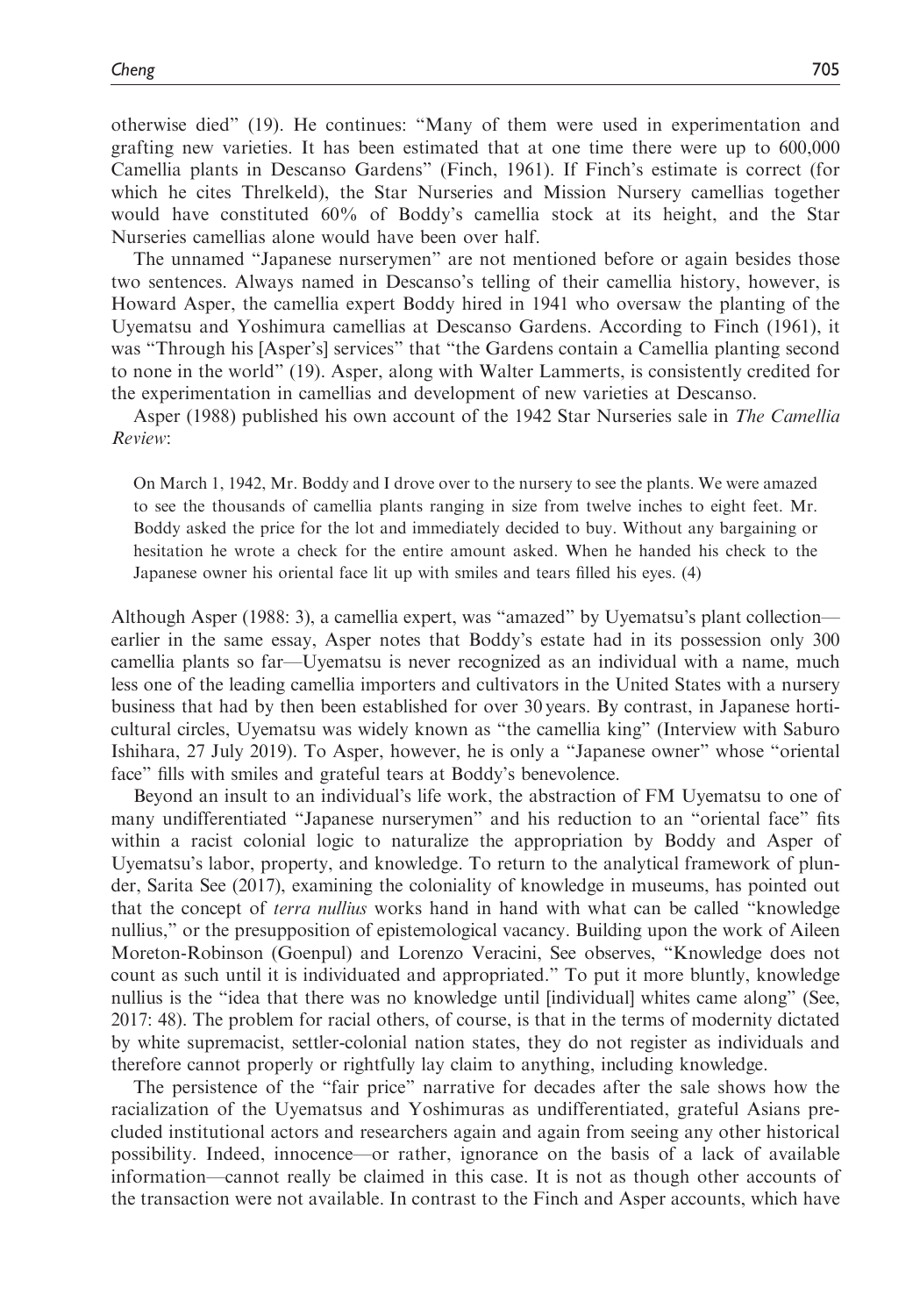otherwise died" (19). He continues: "Many of them were used in experimentation and grafting new varieties. It has been estimated that at one time there were up to 600,000 Camellia plants in Descanso Gardens" (Finch, 1961). If Finch's estimate is correct (for which he cites Threlkeld), the Star Nurseries and Mission Nursery camellias together would have constituted 60% of Boddy's camellia stock at its height, and the Star Nurseries camellias alone would have been over half.

The unnamed "Japanese nurserymen" are not mentioned before or again besides those two sentences. Always named in Descanso's telling of their camellia history, however, is Howard Asper, the camellia expert Boddy hired in 1941 who oversaw the planting of the Uyematsu and Yoshimura camellias at Descanso Gardens. According to Finch (1961), it was "Through his [Asper's] services" that "the Gardens contain a Camellia planting second to none in the world" (19). Asper, along with Walter Lammerts, is consistently credited for the experimentation in camellias and development of new varieties at Descanso.

Asper (1988) published his own account of the 1942 Star Nurseries sale in *The Camellia Review*:

> On March 1, 1942, Mr. Boddy and I drove over to the nursery to see the plants. We were amazed to see the thousands of camellia plants ranging in size from twelve inches to eight feet. Mr. Boddy asked the price for the lot and immediately decided to buy. Without any bargaining or hesitation he wrote a check for the entire amount asked. When he handed his check to the Japanese owner his oriental face lit up with smiles and tears filled his eyes. (4)

Although Asper (1988: 3), a camellia expert, was "amazed" by Uyematsu's plant collection—earlier in the same essay, Asper notes that Boddy's estate had in its possession only 300 camellia plants so far—Uyematsu is never recognized as an individual with a name, much less one of the leading camellia importers and cultivators in the United States with a nursery business that had by then been established for over 30 years. By contrast, in Japanese horticultural circles, Uyematsu was widely known as "the camellia king" (Interview with Saburo Ishihara, 27 July 2019). To Asper, however, he is only a "Japanese owner" whose "oriental face" fills with smiles and grateful tears at Boddy's benevolence.

Beyond an insult to an individual's life work, the abstraction of FM Uyematsu to one of many undifferentiated "Japanese nurserymen" and his reduction to an "oriental face" fits within a racist colonial logic to naturalize the appropriation by Boddy and Asper of Uyematsu's labor, property, and knowledge. To return to the analytical framework of plunder, Sarita See (2017), examining the coloniality of knowledge in museums, has pointed out that the concept of *terra nullius* works hand in hand with what can be called "knowledge nullius," or the presupposition of epistemological vacancy. Building upon the work of Aileen Moreton-Robinson (Goenpul) and Lorenzo Veracini, See observes, "Knowledge does not count as such until it is individuated and appropriated." To put it more bluntly, knowledge nullius is the "idea that there was no knowledge until [individual] whites came along" (See, 2017: 48). The problem for racial others, of course, is that in the terms of modernity dictated by white supremacist, settler-colonial nation states, they do not register as individuals and therefore cannot properly or rightfully lay claim to anything, including knowledge.

The persistence of the "fair price" narrative for decades after the sale shows how the racialization of the Uyematsus and Yoshimuras as undifferentiated, grateful Asians precluded institutional actors and researchers again and again from seeing any other historical possibility. Indeed, innocence—or rather, ignorance on the basis of a lack of available information—cannot really be claimed in this case. It is not as though other accounts of the transaction were not available. In contrast to the Finch and Asper accounts, which have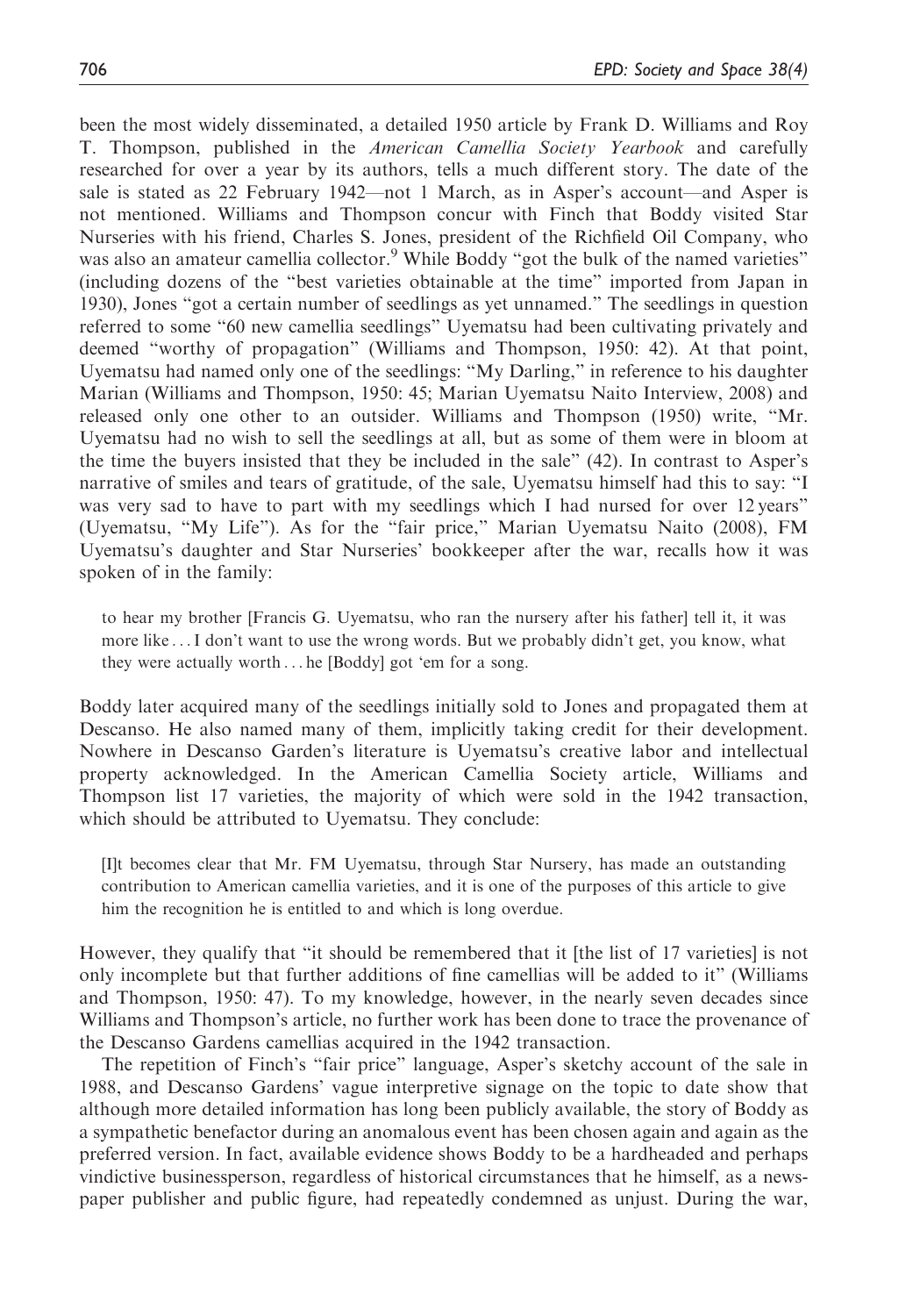been the most widely disseminated, a detailed 1950 article by Frank D. Williams and Roy T. Thompson, published in the *American Camellia Society Yearbook* and carefully researched for over a year by its authors, tells a much different story. The date of the sale is stated as 22 February 1942—not 1 March, as in Asper's account—and Asper is not mentioned. Williams and Thompson concur with Finch that Boddy visited Star Nurseries with his friend, Charles S. Jones, president of the Richfield Oil Company, who was also an amateur camellia collector.[9] While Boddy "got the bulk of the named varieties" (including dozens of the "best varieties obtainable at the time" imported from Japan in 1930), Jones "got a certain number of seedlings as yet unnamed." The seedlings in question referred to some "60 new camellia seedlings" Uyematsu had been cultivating privately and deemed "worthy of propagation" (Williams and Thompson, 1950: 42). At that point, Uyematsu had named only one of the seedlings: "My Darling," in reference to his daughter Marian (Williams and Thompson, 1950: 45; Marian Uyematsu Naito Interview, 2008) and released only one other to an outsider. Williams and Thompson (1950) write, "Mr. Uyematsu had no wish to sell the seedlings at all, but as some of them were in bloom at the time the buyers insisted that they be included in the sale" (42). In contrast to Asper's narrative of smiles and tears of gratitude, of the sale, Uyematsu himself had this to say: "I was very sad to have to part with my seedlings which I had nursed for over 12 years" (Uyematsu, "My Life"). As for the "fair price," Marian Uyematsu Naito (2008), FM Uyematsu's daughter and Star Nurseries' bookkeeper after the war, recalls how it was spoken of in the family:

> to hear my brother [Francis G. Uyematsu, who ran the nursery after his father] tell it, it was more like ... I don't want to use the wrong words. But we probably didn't get, you know, what they were actually worth ... he [Boddy] got 'em for a song.

Boddy later acquired many of the seedlings initially sold to Jones and propagated them at Descanso. He also named many of them, implicitly taking credit for their development. Nowhere in Descanso Garden's literature is Uyematsu's creative labor and intellectual property acknowledged. In the American Camellia Society article, Williams and Thompson list 17 varieties, the majority of which were sold in the 1942 transaction, which should be attributed to Uyematsu. They conclude:

> [I]t becomes clear that Mr. FM Uyematsu, through Star Nursery, has made an outstanding contribution to American camellia varieties, and it is one of the purposes of this article to give him the recognition he is entitled to and which is long overdue.

However, they qualify that "it should be remembered that it [the list of 17 varieties] is not only incomplete but that further additions of fine camellias will be added to it" (Williams and Thompson, 1950: 47). To my knowledge, however, in the nearly seven decades since Williams and Thompson's article, no further work has been done to trace the provenance of the Descanso Gardens camellias acquired in the 1942 transaction.

The repetition of Finch's "fair price" language, Asper's sketchy account of the sale in 1988, and Descanso Gardens' vague interpretive signage on the topic to date show that although more detailed information has long been publicly available, the story of Boddy as a sympathetic benefactor during an anomalous event has been chosen again and again as the preferred version. In fact, available evidence shows Boddy to be a hardheaded and perhaps vindictive businessperson, regardless of historical circumstances that he himself, as a newspaper publisher and public figure, had repeatedly condemned as unjust. During the war,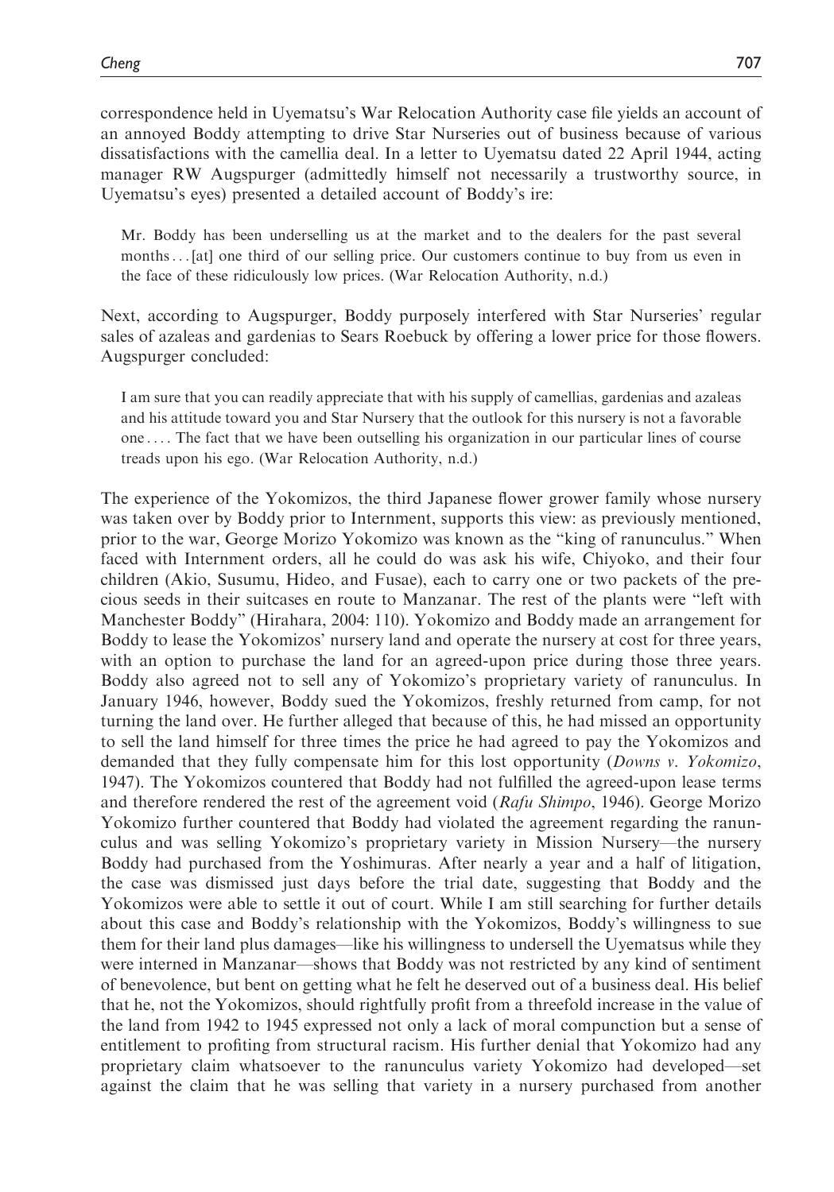correspondence held in Uyematsu's War Relocation Authority case file yields an account of an annoyed Boddy attempting to drive Star Nurseries out of business because of various dissatisfactions with the camellia deal. In a letter to Uyematsu dated 22 April 1944, acting manager RW Augspurger (admittedly himself not necessarily a trustworthy source, in Uyematsu's eyes) presented a detailed account of Boddy's ire:

> Mr. Boddy has been underselling us at the market and to the dealers for the past several months . . . [at] one third of our selling price. Our customers continue to buy from us even in the face of these ridiculously low prices. (War Relocation Authority, n.d.)

Next, according to Augspurger, Boddy purposely interfered with Star Nurseries' regular sales of azaleas and gardenias to Sears Roebuck by offering a lower price for those flowers. Augspurger concluded:

> I am sure that you can readily appreciate that with his supply of camellias, gardenias and azaleas and his attitude toward you and Star Nursery that the outlook for this nursery is not a favorable one . . . . The fact that we have been outselling his organization in our particular lines of course treads upon his ego. (War Relocation Authority, n.d.)

The experience of the Yokomizos, the third Japanese flower grower family whose nursery was taken over by Boddy prior to Internment, supports this view: as previously mentioned, prior to the war, George Morizo Yokomizo was known as the "king of ranunculus." When faced with Internment orders, all he could do was ask his wife, Chiyoko, and their four children (Akio, Susumu, Hideo, and Fusae), each to carry one or two packets of the precious seeds in their suitcases en route to Manzanar. The rest of the plants were "left with Manchester Boddy" (Hirahara, 2004: 110). Yokomizo and Boddy made an arrangement for Boddy to lease the Yokomizos' nursery land and operate the nursery at cost for three years, with an option to purchase the land for an agreed-upon price during those three years. Boddy also agreed not to sell any of Yokomizo's proprietary variety of ranunculus. In January 1946, however, Boddy sued the Yokomizos, freshly returned from camp, for not turning the land over. He further alleged that because of this, he had missed an opportunity to sell the land himself for three times the price he had agreed to pay the Yokomizos and demanded that they fully compensate him for this lost opportunity (*Downs v. Yokomizo*, 1947). The Yokomizos countered that Boddy had not fulfilled the agreed-upon lease terms and therefore rendered the rest of the agreement void (*Rafu Shimpo*, 1946). George Morizo Yokomizo further countered that Boddy had violated the agreement regarding the ranunculus and was selling Yokomizo's proprietary variety in Mission Nursery—the nursery Boddy had purchased from the Yoshimuras. After nearly a year and a half of litigation, the case was dismissed just days before the trial date, suggesting that Boddy and the Yokomizos were able to settle it out of court. While I am still searching for further details about this case and Boddy's relationship with the Yokomizos, Boddy's willingness to sue them for their land plus damages—like his willingness to undersell the Uyematsus while they were interned in Manzanar—shows that Boddy was not restricted by any kind of sentiment of benevolence, but bent on getting what he felt he deserved out of a business deal. His belief that he, not the Yokomizos, should rightfully profit from a threefold increase in the value of the land from 1942 to 1945 expressed not only a lack of moral compunction but a sense of entitlement to profiting from structural racism. His further denial that Yokomizo had any proprietary claim whatsoever to the ranunculus variety Yokomizo had developed—set against the claim that he was selling that variety in a nursery purchased from another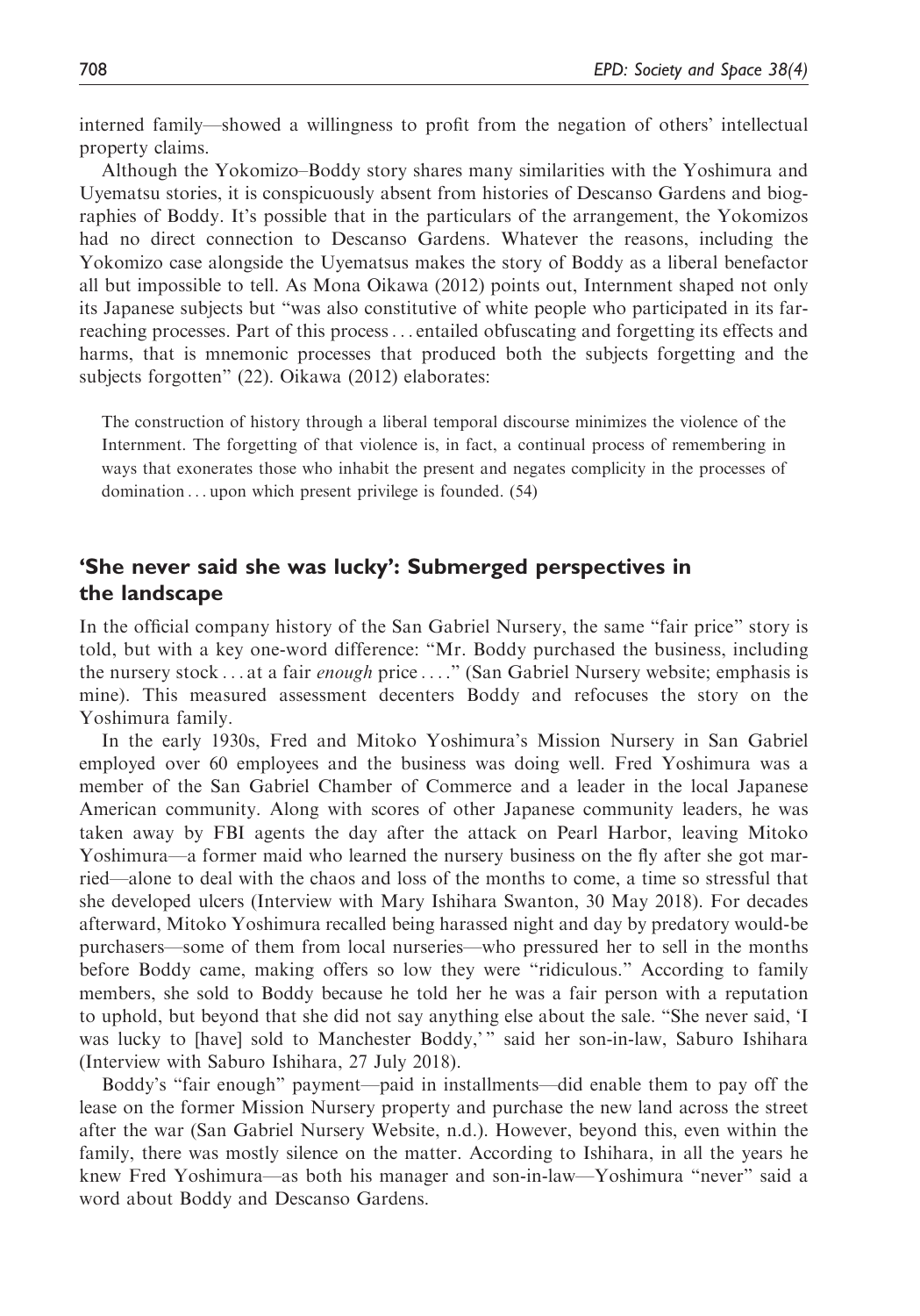interned family—showed a willingness to profit from the negation of others' intellectual property claims.

Although the Yokomizo–Boddy story shares many similarities with the Yoshimura and Uyematsu stories, it is conspicuously absent from histories of Descanso Gardens and biographies of Boddy. It's possible that in the particulars of the arrangement, the Yokomizos had no direct connection to Descanso Gardens. Whatever the reasons, including the Yokomizo case alongside the Uyematsus makes the story of Boddy as a liberal benefactor all but impossible to tell. As Mona Oikawa (2012) points out, Internment shaped not only its Japanese subjects but "was also constitutive of white people who participated in its far-reaching processes. Part of this process . . . entailed obfuscating and forgetting its effects and harms, that is mnemonic processes that produced both the subjects forgetting and the subjects forgotten" (22). Oikawa (2012) elaborates:

> The construction of history through a liberal temporal discourse minimizes the violence of the Internment. The forgetting of that violence is, in fact, a continual process of remembering in ways that exonerates those who inhabit the present and negates complicity in the processes of domination . . . upon which present privilege is founded. (54)

## 'She never said she was lucky': Submerged perspectives in the landscape

In the official company history of the San Gabriel Nursery, the same "fair price" story is told, but with a key one-word difference: "Mr. Boddy purchased the business, including the nursery stock . . . at a fair *enough* price . . . ." (San Gabriel Nursery website; emphasis is mine). This measured assessment decenters Boddy and refocuses the story on the Yoshimura family.

In the early 1930s, Fred and Mitoko Yoshimura's Mission Nursery in San Gabriel employed over 60 employees and the business was doing well. Fred Yoshimura was a member of the San Gabriel Chamber of Commerce and a leader in the local Japanese American community. Along with scores of other Japanese community leaders, he was taken away by FBI agents the day after the attack on Pearl Harbor, leaving Mitoko Yoshimura—a former maid who learned the nursery business on the fly after she got married—alone to deal with the chaos and loss of the months to come, a time so stressful that she developed ulcers (Interview with Mary Ishihara Swanton, 30 May 2018). For decades afterward, Mitoko Yoshimura recalled being harassed night and day by predatory would-be purchasers—some of them from local nurseries—who pressured her to sell in the months before Boddy came, making offers so low they were "ridiculous." According to family members, she sold to Boddy because he told her he was a fair person with a reputation to uphold, but beyond that she did not say anything else about the sale. "She never said, 'I was lucky to [have] sold to Manchester Boddy,'" said her son-in-law, Saburo Ishihara (Interview with Saburo Ishihara, 27 July 2018).

Boddy's "fair enough" payment—paid in installments—did enable them to pay off the lease on the former Mission Nursery property and purchase the new land across the street after the war (San Gabriel Nursery Website, n.d.). However, beyond this, even within the family, there was mostly silence on the matter. According to Ishihara, in all the years he knew Fred Yoshimura—as both his manager and son-in-law—Yoshimura "never" said a word about Boddy and Descanso Gardens.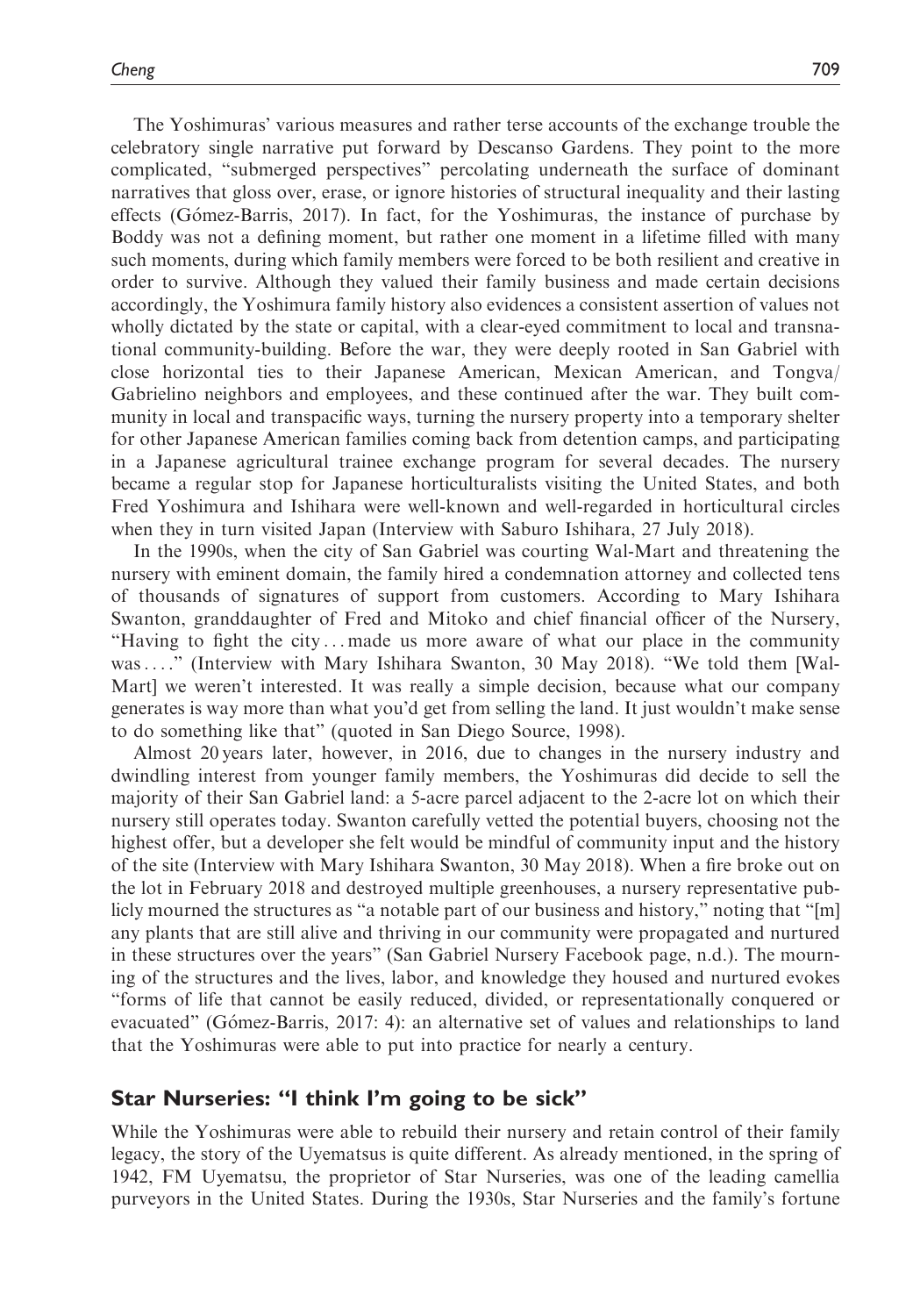The Yoshimuras' various measures and rather terse accounts of the exchange trouble the celebratory single narrative put forward by Descanso Gardens. They point to the more complicated, "submerged perspectives" percolating underneath the surface of dominant narratives that gloss over, erase, or ignore histories of structural inequality and their lasting effects (Gómez-Barris, 2017). In fact, for the Yoshimuras, the instance of purchase by Boddy was not a defining moment, but rather one moment in a lifetime filled with many such moments, during which family members were forced to be both resilient and creative in order to survive. Although they valued their family business and made certain decisions accordingly, the Yoshimura family history also evidences a consistent assertion of values not wholly dictated by the state or capital, with a clear-eyed commitment to local and transnational community-building. Before the war, they were deeply rooted in San Gabriel with close horizontal ties to their Japanese American, Mexican American, and Tongva/Gabrielino neighbors and employees, and these continued after the war. They built community in local and transpacific ways, turning the nursery property into a temporary shelter for other Japanese American families coming back from detention camps, and participating in a Japanese agricultural trainee exchange program for several decades. The nursery became a regular stop for Japanese horticulturalists visiting the United States, and both Fred Yoshimura and Ishihara were well-known and well-regarded in horticultural circles when they in turn visited Japan (Interview with Saburo Ishihara, 27 July 2018).

In the 1990s, when the city of San Gabriel was courting Wal-Mart and threatening the nursery with eminent domain, the family hired a condemnation attorney and collected tens of thousands of signatures of support from customers. According to Mary Ishihara Swanton, granddaughter of Fred and Mitoko and chief financial officer of the Nursery, "Having to fight the city . . . made us more aware of what our place in the community was . . . ." (Interview with Mary Ishihara Swanton, 30 May 2018). "We told them [Wal-Mart] we weren't interested. It was really a simple decision, because what our company generates is way more than what you'd get from selling the land. It just wouldn't make sense to do something like that" (quoted in San Diego Source, 1998).

Almost 20 years later, however, in 2016, due to changes in the nursery industry and dwindling interest from younger family members, the Yoshimuras did decide to sell the majority of their San Gabriel land: a 5-acre parcel adjacent to the 2-acre lot on which their nursery still operates today. Swanton carefully vetted the potential buyers, choosing not the highest offer, but a developer she felt would be mindful of community input and the history of the site (Interview with Mary Ishihara Swanton, 30 May 2018). When a fire broke out on the lot in February 2018 and destroyed multiple greenhouses, a nursery representative publicly mourned the structures as "a notable part of our business and history," noting that "[m]any plants that are still alive and thriving in our community were propagated and nurtured in these structures over the years" (San Gabriel Nursery Facebook page, n.d.). The mourning of the structures and the lives, labor, and knowledge they housed and nurtured evokes "forms of life that cannot be easily reduced, divided, or representationally conquered or evacuated" (Gómez-Barris, 2017: 4): an alternative set of values and relationships to land that the Yoshimuras were able to put into practice for nearly a century.

## Star Nurseries: "I think I'm going to be sick"

While the Yoshimuras were able to rebuild their nursery and retain control of their family legacy, the story of the Uyematsus is quite different. As already mentioned, in the spring of 1942, FM Uyematsu, the proprietor of Star Nurseries, was one of the leading camellia purveyors in the United States. During the 1930s, Star Nurseries and the family's fortune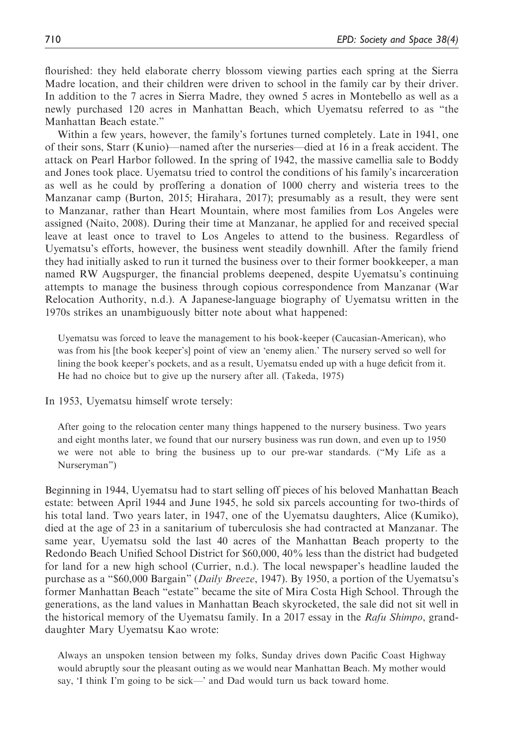flourished: they held elaborate cherry blossom viewing parties each spring at the Sierra Madre location, and their children were driven to school in the family car by their driver. In addition to the 7 acres in Sierra Madre, they owned 5 acres in Montebello as well as a newly purchased 120 acres in Manhattan Beach, which Uyematsu referred to as "the Manhattan Beach estate."

Within a few years, however, the family's fortunes turned completely. Late in 1941, one of their sons, Starr (Kunio)—named after the nurseries—died at 16 in a freak accident. The attack on Pearl Harbor followed. In the spring of 1942, the massive camellia sale to Boddy and Jones took place. Uyematsu tried to control the conditions of his family's incarceration as well as he could by proffering a donation of 1000 cherry and wisteria trees to the Manzanar camp (Burton, 2015; Hirahara, 2017); presumably as a result, they were sent to Manzanar, rather than Heart Mountain, where most families from Los Angeles were assigned (Naito, 2008). During their time at Manzanar, he applied for and received special leave at least once to travel to Los Angeles to attend to the business. Regardless of Uyematsu's efforts, however, the business went steadily downhill. After the family friend they had initially asked to run it turned the business over to their former bookkeeper, a man named RW Augspurger, the financial problems deepened, despite Uyematsu's continuing attempts to manage the business through copious correspondence from Manzanar (War Relocation Authority, n.d.). A Japanese-language biography of Uyematsu written in the 1970s strikes an unambiguously bitter note about what happened:

> Uyematsu was forced to leave the management to his book-keeper (Caucasian-American), who was from his [the book keeper's] point of view an 'enemy alien.' The nursery served so well for lining the book keeper's pockets, and as a result, Uyematsu ended up with a huge deficit from it. He had no choice but to give up the nursery after all. (Takeda, 1975)

In 1953, Uyematsu himself wrote tersely:

> After going to the relocation center many things happened to the nursery business. Two years and eight months later, we found that our nursery business was run down, and even up to 1950 we were not able to bring the business up to our pre-war standards. ("My Life as a Nurseryman")

Beginning in 1944, Uyematsu had to start selling off pieces of his beloved Manhattan Beach estate: between April 1944 and June 1945, he sold six parcels accounting for two-thirds of his total land. Two years later, in 1947, one of the Uyematsu daughters, Alice (Kumiko), died at the age of 23 in a sanitarium of tuberculosis she had contracted at Manzanar. The same year, Uyematsu sold the last 40 acres of the Manhattan Beach property to the Redondo Beach Unified School District for $60,000, 40% less than the district had budgeted for land for a new high school (Currier, n.d.). The local newspaper's headline lauded the purchase as a "$60,000 Bargain" (*Daily Breeze*, 1947). By 1950, a portion of the Uyematsu's former Manhattan Beach "estate" became the site of Mira Costa High School. Through the generations, as the land values in Manhattan Beach skyrocketed, the sale did not sit well in the historical memory of the Uyematsu family. In a 2017 essay in the *Rafu Shimpo*, granddaughter Mary Uyematsu Kao wrote:

> Always an unspoken tension between my folks, Sunday drives down Pacific Coast Highway would abruptly sour the pleasant outing as we would near Manhattan Beach. My mother would say, 'I think I'm going to be sick—' and Dad would turn us back toward home.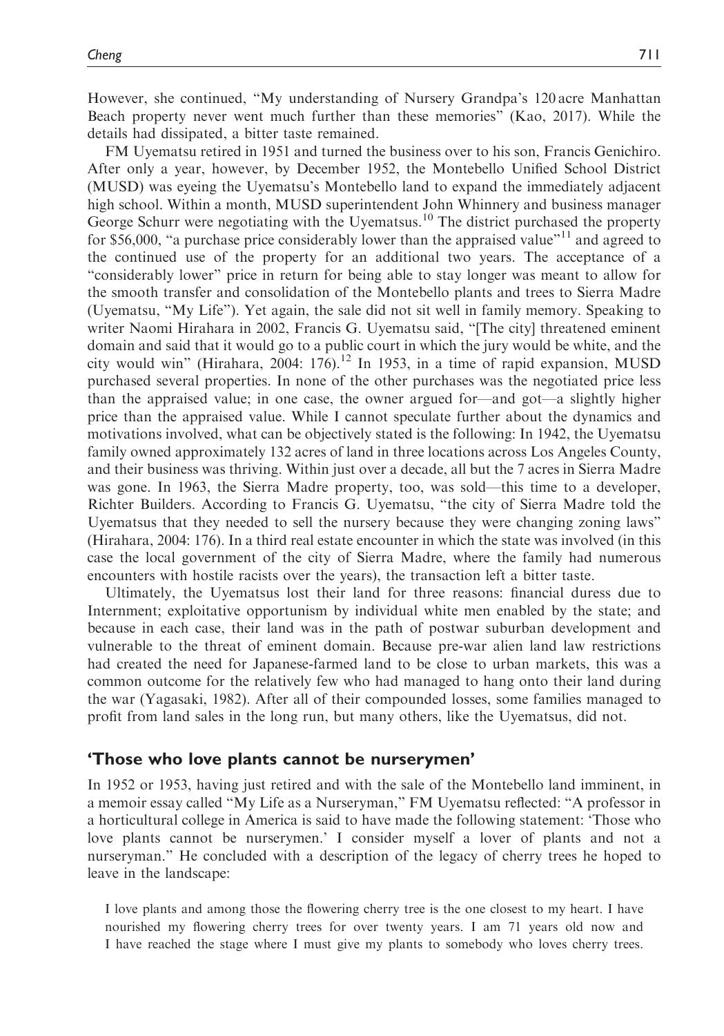However, she continued, "My understanding of Nursery Grandpa's 120 acre Manhattan Beach property never went much further than these memories" (Kao, 2017). While the details had dissipated, a bitter taste remained.

FM Uyematsu retired in 1951 and turned the business over to his son, Francis Genichiro. After only a year, however, by December 1952, the Montebello Unified School District (MUSD) was eyeing the Uyematsu's Montebello land to expand the immediately adjacent high school. Within a month, MUSD superintendent John Whinnery and business manager George Schurr were negotiating with the Uyematsus.[10] The district purchased the property for $56,000, "a purchase price considerably lower than the appraised value"[11] and agreed to the continued use of the property for an additional two years. The acceptance of a "considerably lower" price in return for being able to stay longer was meant to allow for the smooth transfer and consolidation of the Montebello plants and trees to Sierra Madre (Uyematsu, "My Life"). Yet again, the sale did not sit well in family memory. Speaking to writer Naomi Hirahara in 2002, Francis G. Uyematsu said, "[The city] threatened eminent domain and said that it would go to a public court in which the jury would be white, and the city would win" (Hirahara, 2004: 176).[12] In 1953, in a time of rapid expansion, MUSD purchased several properties. In none of the other purchases was the negotiated price less than the appraised value; in one case, the owner argued for—and got—a slightly higher price than the appraised value. While I cannot speculate further about the dynamics and motivations involved, what can be objectively stated is the following: In 1942, the Uyematsu family owned approximately 132 acres of land in three locations across Los Angeles County, and their business was thriving. Within just over a decade, all but the 7 acres in Sierra Madre was gone. In 1963, the Sierra Madre property, too, was sold—this time to a developer, Richter Builders. According to Francis G. Uyematsu, "the city of Sierra Madre told the Uyematsus that they needed to sell the nursery because they were changing zoning laws" (Hirahara, 2004: 176). In a third real estate encounter in which the state was involved (in this case the local government of the city of Sierra Madre, where the family had numerous encounters with hostile racists over the years), the transaction left a bitter taste.

Ultimately, the Uyematsus lost their land for three reasons: financial duress due to Internment; exploitative opportunism by individual white men enabled by the state; and because in each case, their land was in the path of postwar suburban development and vulnerable to the threat of eminent domain. Because pre-war alien land law restrictions had created the need for Japanese-farmed land to be close to urban markets, this was a common outcome for the relatively few who had managed to hang onto their land during the war (Yagasaki, 1982). After all of their compounded losses, some families managed to profit from land sales in the long run, but many others, like the Uyematsus, did not.

## 'Those who love plants cannot be nurserymen'

In 1952 or 1953, having just retired and with the sale of the Montebello land imminent, in a memoir essay called "My Life as a Nurseryman," FM Uyematsu reflected: "A professor in a horticultural college in America is said to have made the following statement: 'Those who love plants cannot be nurserymen.' I consider myself a lover of plants and not a nurseryman." He concluded with a description of the legacy of cherry trees he hoped to leave in the landscape:

> I love plants and among those the flowering cherry tree is the one closest to my heart. I have nourished my flowering cherry trees for over twenty years. I am 71 years old now and I have reached the stage where I must give my plants to somebody who loves cherry trees.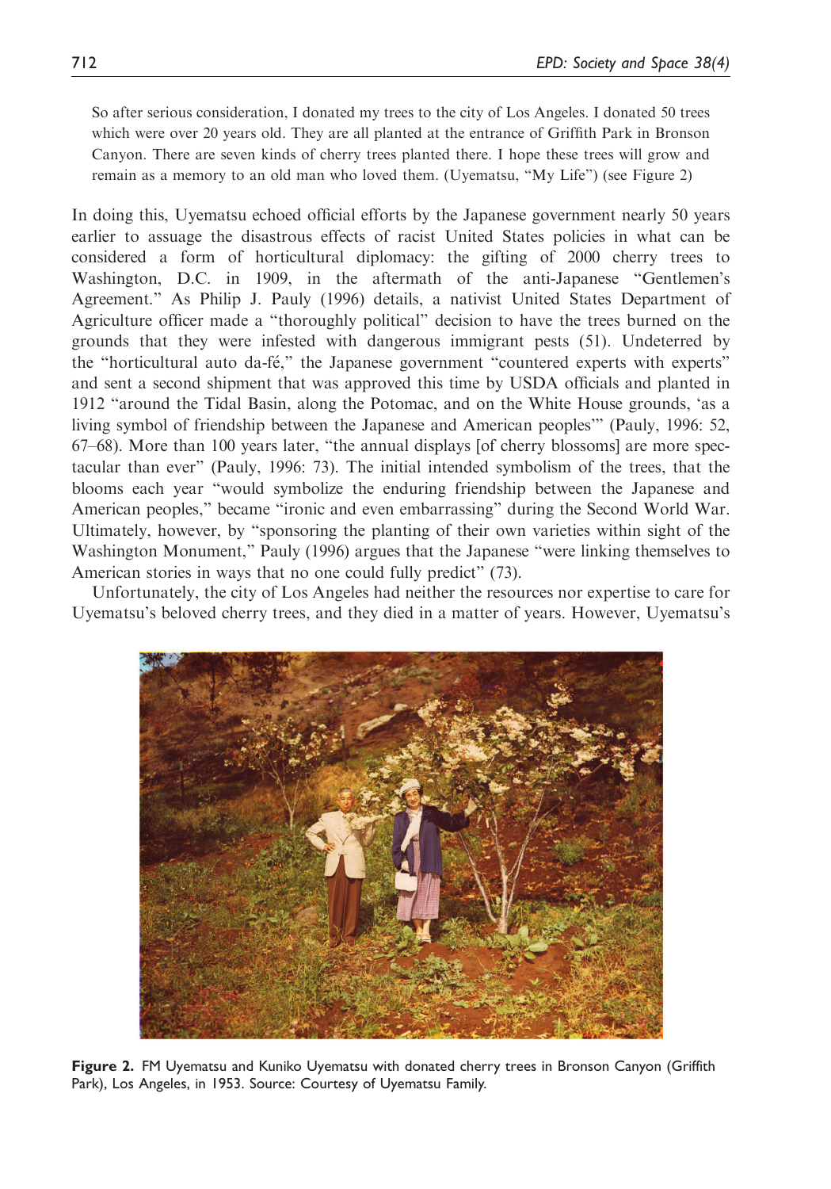> So after serious consideration, I donated my trees to the city of Los Angeles. I donated 50 trees which were over 20 years old. They are all planted at the entrance of Griffith Park in Bronson Canyon. There are seven kinds of cherry trees planted there. I hope these trees will grow and remain as a memory to an old man who loved them. (Uyematsu, "My Life") (see Figure 2)

In doing this, Uyematsu echoed official efforts by the Japanese government nearly 50 years earlier to assuage the disastrous effects of racist United States policies in what can be considered a form of horticultural diplomacy: the gifting of 2000 cherry trees to Washington, D.C. in 1909, in the aftermath of the anti-Japanese "Gentlemen's Agreement." As Philip J. Pauly (1996) details, a nativist United States Department of Agriculture officer made a "thoroughly political" decision to have the trees burned on the grounds that they were infested with dangerous immigrant pests (51). Undeterred by the "horticultural auto da-fé," the Japanese government "countered experts with experts" and sent a second shipment that was approved this time by USDA officials and planted in 1912 "around the Tidal Basin, along the Potomac, and on the White House grounds, 'as a living symbol of friendship between the Japanese and American peoples'" (Pauly, 1996: 52, 67–68). More than 100 years later, "the annual displays [of cherry blossoms] are more spectacular than ever" (Pauly, 1996: 73). The initial intended symbolism of the trees, that the blooms each year "would symbolize the enduring friendship between the Japanese and American peoples," became "ironic and even embarrassing" during the Second World War. Ultimately, however, by "sponsoring the planting of their own varieties within sight of the Washington Monument," Pauly (1996) argues that the Japanese "were linking themselves to American stories in ways that no one could fully predict" (73).

Unfortunately, the city of Los Angeles had neither the resources nor expertise to care for Uyematsu's beloved cherry trees, and they died in a matter of years. However, Uyematsu's

**Figure 2.** FM Uyematsu and Kuniko Uyematsu with donated cherry trees in Bronson Canyon (Griffith Park), Los Angeles, in 1953. Source: Courtesy of Uyematsu Family.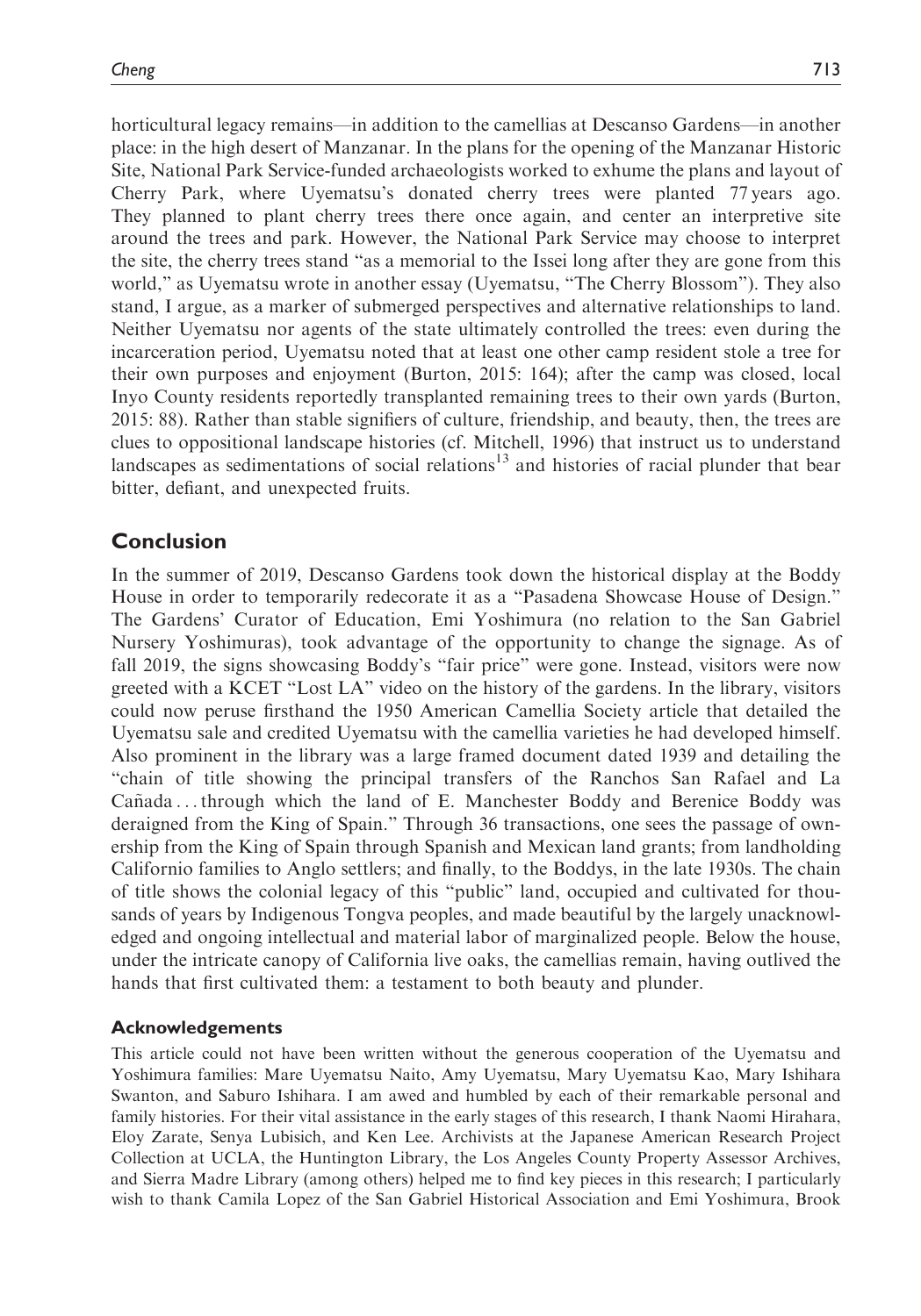horticultural legacy remains—in addition to the camellias at Descanso Gardens—in another place: in the high desert of Manzanar. In the plans for the opening of the Manzanar Historic Site, National Park Service-funded archaeologists worked to exhume the plans and layout of Cherry Park, where Uyematsu's donated cherry trees were planted 77 years ago. They planned to plant cherry trees there once again, and center an interpretive site around the trees and park. However, the National Park Service may choose to interpret the site, the cherry trees stand "as a memorial to the Issei long after they are gone from this world," as Uyematsu wrote in another essay (Uyematsu, "The Cherry Blossom"). They also stand, I argue, as a marker of submerged perspectives and alternative relationships to land. Neither Uyematsu nor agents of the state ultimately controlled the trees: even during the incarceration period, Uyematsu noted that at least one other camp resident stole a tree for their own purposes and enjoyment (Burton, 2015: 164); after the camp was closed, local Inyo County residents reportedly transplanted remaining trees to their own yards (Burton, 2015: 88). Rather than stable signifiers of culture, friendship, and beauty, then, the trees are clues to oppositional landscape histories (cf. Mitchell, 1996) that instruct us to understand landscapes as sedimentations of social relations[13] and histories of racial plunder that bear bitter, defiant, and unexpected fruits.

## Conclusion

In the summer of 2019, Descanso Gardens took down the historical display at the Boddy House in order to temporarily redecorate it as a "Pasadena Showcase House of Design." The Gardens' Curator of Education, Emi Yoshimura (no relation to the San Gabriel Nursery Yoshimuras), took advantage of the opportunity to change the signage. As of fall 2019, the signs showcasing Boddy's "fair price" were gone. Instead, visitors were now greeted with a KCET "Lost LA" video on the history of the gardens. In the library, visitors could now peruse firsthand the 1950 American Camellia Society article that detailed the Uyematsu sale and credited Uyematsu with the camellia varieties he had developed himself. Also prominent in the library was a large framed document dated 1939 and detailing the "chain of title showing the principal transfers of the Ranchos San Rafael and La Cañada ... through which the land of E. Manchester Boddy and Berenice Boddy was deraigned from the King of Spain." Through 36 transactions, one sees the passage of ownership from the King of Spain through Spanish and Mexican land grants; from landholding Californio families to Anglo settlers; and finally, to the Boddys, in the late 1930s. The chain of title shows the colonial legacy of this "public" land, occupied and cultivated for thousands of years by Indigenous Tongva peoples, and made beautiful by the largely unacknowledged and ongoing intellectual and material labor of marginalized people. Below the house, under the intricate canopy of California live oaks, the camellias remain, having outlived the hands that first cultivated them: a testament to both beauty and plunder.

### Acknowledgements

This article could not have been written without the generous cooperation of the Uyematsu and Yoshimura families: Mare Uyematsu Naito, Amy Uyematsu, Mary Uyematsu Kao, Mary Ishihara Swanton, and Saburo Ishihara. I am awed and humbled by each of their remarkable personal and family histories. For their vital assistance in the early stages of this research, I thank Naomi Hirahara, Eloy Zarate, Senya Lubisich, and Ken Lee. Archivists at the Japanese American Research Project Collection at UCLA, the Huntington Library, the Los Angeles County Property Assessor Archives, and Sierra Madre Library (among others) helped me to find key pieces in this research; I particularly wish to thank Camila Lopez of the San Gabriel Historical Association and Emi Yoshimura, Brook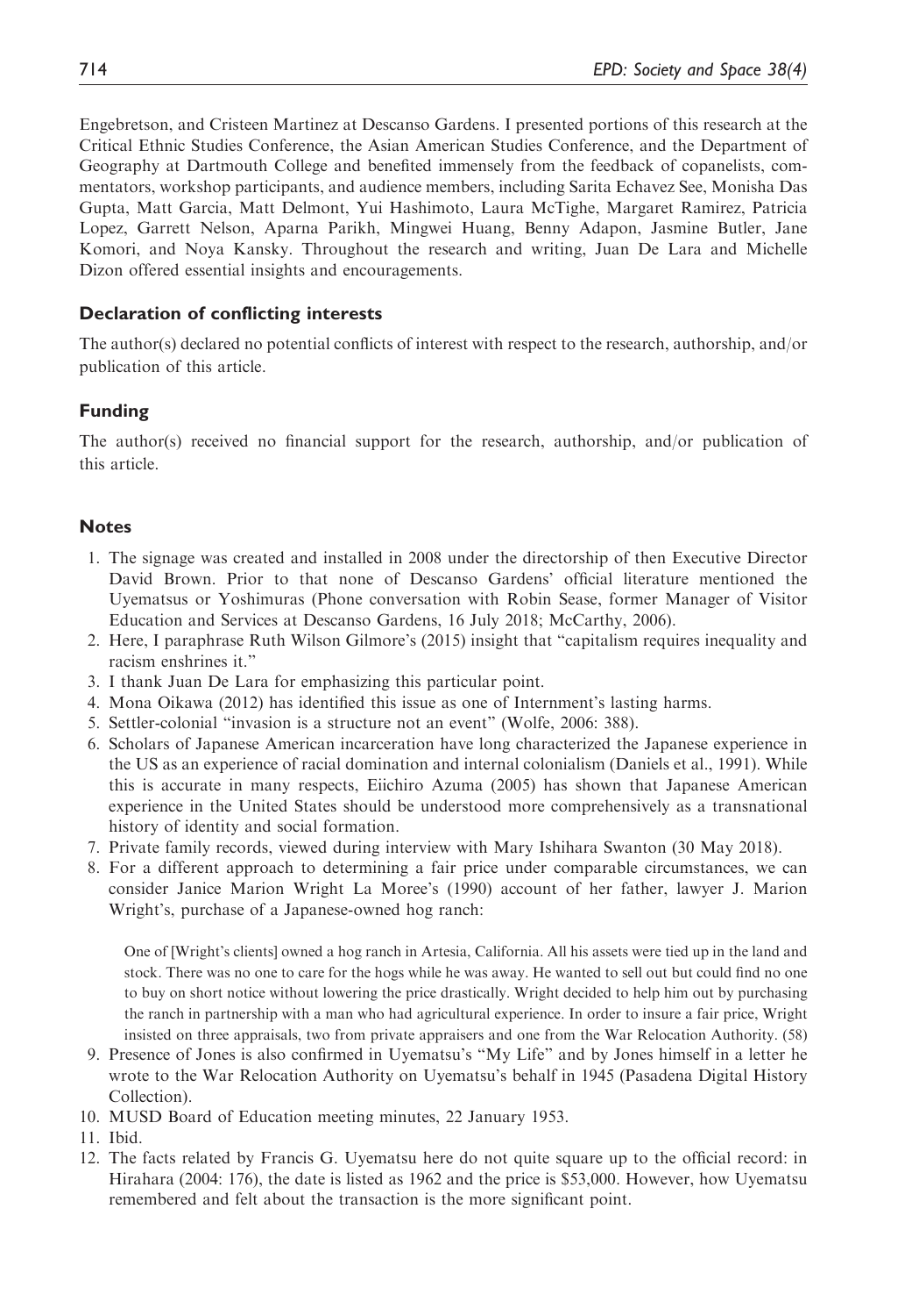Engebretson, and Cristeen Martinez at Descanso Gardens. I presented portions of this research at the Critical Ethnic Studies Conference, the Asian American Studies Conference, and the Department of Geography at Dartmouth College and benefited immensely from the feedback of copanelists, commentators, workshop participants, and audience members, including Sarita Echavez See, Monisha Das Gupta, Matt Garcia, Matt Delmont, Yui Hashimoto, Laura McTighe, Margaret Ramirez, Patricia Lopez, Garrett Nelson, Aparna Parikh, Mingwei Huang, Benny Adapon, Jasmine Butler, Jane Komori, and Noya Kansky. Throughout the research and writing, Juan De Lara and Michelle Dizon offered essential insights and encouragements.

### Declaration of conflicting interests

The author(s) declared no potential conflicts of interest with respect to the research, authorship, and/or publication of this article.

### Funding

The author(s) received no financial support for the research, authorship, and/or publication of this article.

### Notes

1. The signage was created and installed in 2008 under the directorship of then Executive Director David Brown. Prior to that none of Descanso Gardens' official literature mentioned the Uyematsus or Yoshimuras (Phone conversation with Robin Sease, former Manager of Visitor Education and Services at Descanso Gardens, 16 July 2018; McCarthy, 2006).
2. Here, I paraphrase Ruth Wilson Gilmore's (2015) insight that "capitalism requires inequality and racism enshrines it."
3. I thank Juan De Lara for emphasizing this particular point.
4. Mona Oikawa (2012) has identified this issue as one of Internment's lasting harms.
5. Settler-colonial "invasion is a structure not an event" (Wolfe, 2006: 388).
6. Scholars of Japanese American incarceration have long characterized the Japanese experience in the US as an experience of racial domination and internal colonialism (Daniels et al., 1991). While this is accurate in many respects, Eiichiro Azuma (2005) has shown that Japanese American experience in the United States should be understood more comprehensively as a transnational history of identity and social formation.
7. Private family records, viewed during interview with Mary Ishihara Swanton (30 May 2018).
8. For a different approach to determining a fair price under comparable circumstances, we can consider Janice Marion Wright La Moree's (1990) account of her father, lawyer J. Marion Wright's, purchase of a Japanese-owned hog ranch:

   > One of [Wright's clients] owned a hog ranch in Artesia, California. All his assets were tied up in the land and stock. There was no one to care for the hogs while he was away. He wanted to sell out but could find no one to buy on short notice without lowering the price drastically. Wright decided to help him out by purchasing the ranch in partnership with a man who had agricultural experience. In order to insure a fair price, Wright insisted on three appraisals, two from private appraisers and one from the War Relocation Authority. (58)

9. Presence of Jones is also confirmed in Uyematsu's "My Life" and by Jones himself in a letter he wrote to the War Relocation Authority on Uyematsu's behalf in 1945 (Pasadena Digital History Collection).
10. MUSD Board of Education meeting minutes, 22 January 1953.
11. Ibid.
12. The facts related by Francis G. Uyematsu here do not quite square up to the official record: in Hirahara (2004: 176), the date is listed as 1962 and the price is $53,000. However, how Uyematsu remembered and felt about the transaction is the more significant point.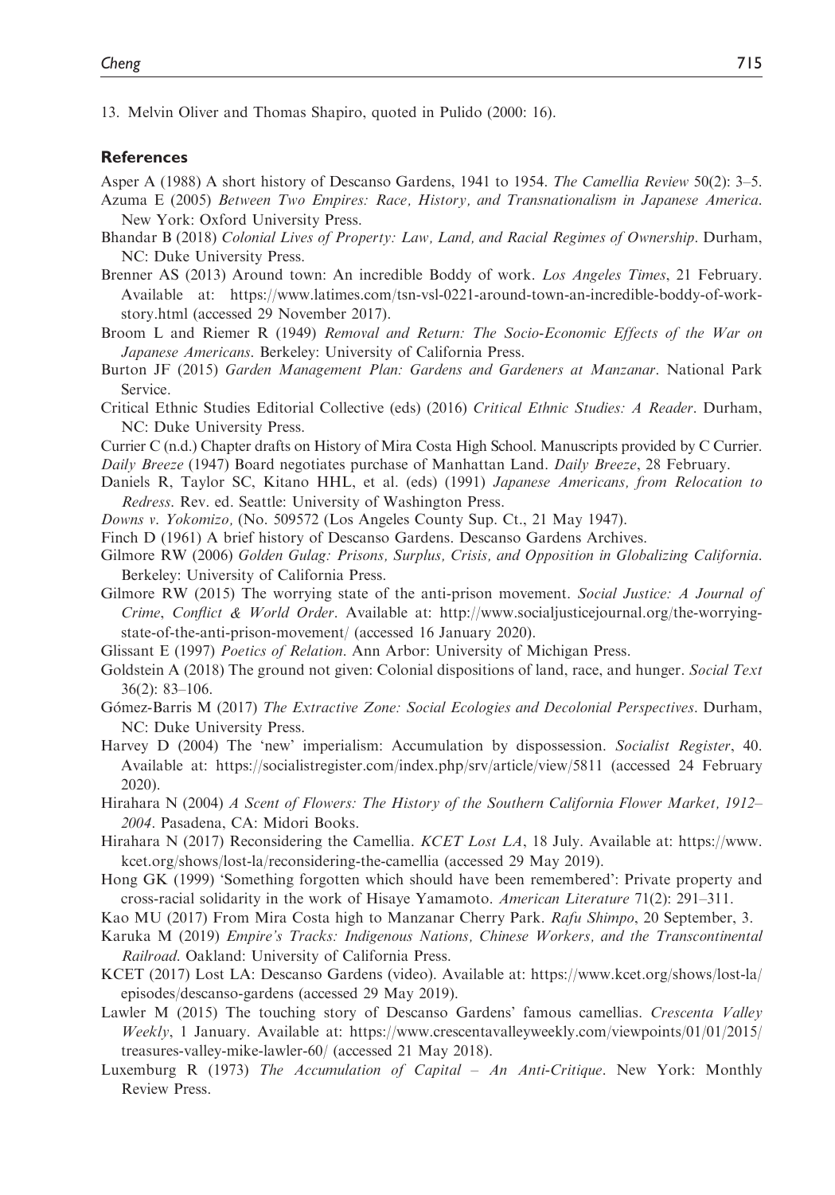13. Melvin Oliver and Thomas Shapiro, quoted in Pulido (2000: 16).

## References

Asper A (1988) A short history of Descanso Gardens, 1941 to 1954. *The Camellia Review* 50(2): 3–5.

Azuma E (2005) *Between Two Empires: Race, History, and Transnationalism in Japanese America*. New York: Oxford University Press.

Bhandar B (2018) *Colonial Lives of Property: Law, Land, and Racial Regimes of Ownership*. Durham, NC: Duke University Press.

Brenner AS (2013) Around town: An incredible Boddy of work. *Los Angeles Times*, 21 February. Available at: https://www.latimes.com/tsn-vsl-0221-around-town-an-incredible-boddy-of-work-story.html (accessed 29 November 2017).

Broom L and Riemer R (1949) *Removal and Return: The Socio-Economic Effects of the War on Japanese Americans*. Berkeley: University of California Press.

Burton JF (2015) *Garden Management Plan: Gardens and Gardeners at Manzanar*. National Park Service.

Critical Ethnic Studies Editorial Collective (eds) (2016) *Critical Ethnic Studies: A Reader*. Durham, NC: Duke University Press.

Currier C (n.d.) Chapter drafts on History of Mira Costa High School. Manuscripts provided by C Currier.

*Daily Breeze* (1947) Board negotiates purchase of Manhattan Land. *Daily Breeze*, 28 February.

Daniels R, Taylor SC, Kitano HHL, et al. (eds) (1991) *Japanese Americans, from Relocation to Redress*. Rev. ed. Seattle: University of Washington Press.

*Downs v. Yokomizo*, (No. 509572 (Los Angeles County Sup. Ct., 21 May 1947).

Finch D (1961) A brief history of Descanso Gardens. Descanso Gardens Archives.

Gilmore RW (2006) *Golden Gulag: Prisons, Surplus, Crisis, and Opposition in Globalizing California*. Berkeley: University of California Press.

Gilmore RW (2015) The worrying state of the anti-prison movement. *Social Justice: A Journal of Crime, Conflict & World Order*. Available at: http://www.socialjusticejournal.org/the-worrying-state-of-the-anti-prison-movement/ (accessed 16 January 2020).

Glissant E (1997) *Poetics of Relation*. Ann Arbor: University of Michigan Press.

Goldstein A (2018) The ground not given: Colonial dispositions of land, race, and hunger. *Social Text* 36(2): 83–106.

Gómez-Barris M (2017) *The Extractive Zone: Social Ecologies and Decolonial Perspectives*. Durham, NC: Duke University Press.

Harvey D (2004) The 'new' imperialism: Accumulation by dispossession. *Socialist Register*, 40. Available at: https://socialistregister.com/index.php/srv/article/view/5811 (accessed 24 February 2020).

Hirahara N (2004) *A Scent of Flowers: The History of the Southern California Flower Market, 1912–2004*. Pasadena, CA: Midori Books.

Hirahara N (2017) Reconsidering the Camellia. *KCET Lost LA*, 18 July. Available at: https://www.kcet.org/shows/lost-la/reconsidering-the-camellia (accessed 29 May 2019).

Hong GK (1999) 'Something forgotten which should have been remembered': Private property and cross-racial solidarity in the work of Hisaye Yamamoto. *American Literature* 71(2): 291–311.

Kao MU (2017) From Mira Costa high to Manzanar Cherry Park. *Rafu Shimpo*, 20 September, 3.

Karuka M (2019) *Empire's Tracks: Indigenous Nations, Chinese Workers, and the Transcontinental Railroad*. Oakland: University of California Press.

KCET (2017) Lost LA: Descanso Gardens (video). Available at: https://www.kcet.org/shows/lost-la/episodes/descanso-gardens (accessed 29 May 2019).

Lawler M (2015) The touching story of Descanso Gardens' famous camellias. *Crescenta Valley Weekly*, 1 January. Available at: https://www.crescentavalleyweekly.com/viewpoints/01/01/2015/treasures-valley-mike-lawler-60/ (accessed 21 May 2018).

Luxemburg R (1973) *The Accumulation of Capital – An Anti-Critique*. New York: Monthly Review Press.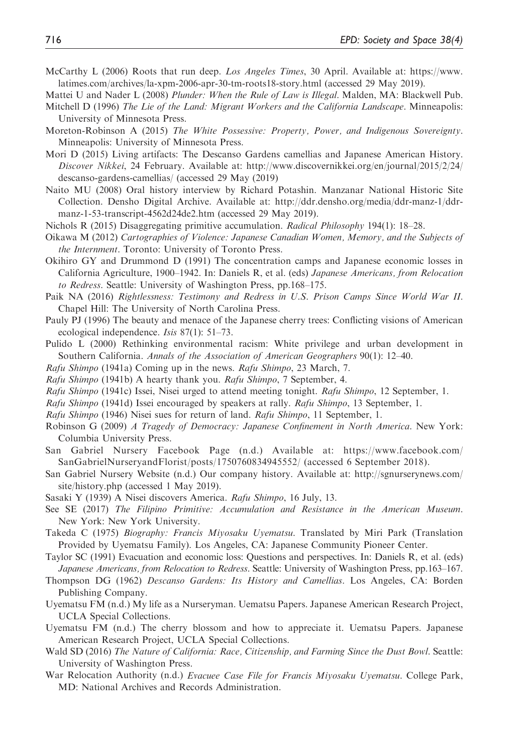McCarthy L (2006) Roots that run deep. *Los Angeles Times*, 30 April. Available at: https://www.latimes.com/archives/la-xpm-2006-apr-30-tm-roots18-story.html (accessed 29 May 2019).

Mattei U and Nader L (2008) *Plunder: When the Rule of Law is Illegal*. Malden, MA: Blackwell Pub.

Mitchell D (1996) *The Lie of the Land: Migrant Workers and the California Landscape*. Minneapolis: University of Minnesota Press.

Moreton-Robinson A (2015) *The White Possessive: Property, Power, and Indigenous Sovereignty*. Minneapolis: University of Minnesota Press.

Mori D (2015) Living artifacts: The Descanso Gardens camellias and Japanese American History. *Discover Nikkei*, 24 February. Available at: http://www.discovernikkei.org/en/journal/2015/2/24/descanso-gardens-camellias/ (accessed 29 May (2019)

Naito MU (2008) Oral history interview by Richard Potashin. Manzanar National Historic Site Collection. Densho Digital Archive. Available at: http://ddr.densho.org/media/ddr-manz-1/ddr-manz-1-53-transcript-4562d24de2.htm (accessed 29 May 2019).

Nichols R (2015) Disaggregating primitive accumulation. *Radical Philosophy* 194(1): 18–28.

Oikawa M (2012) *Cartographies of Violence: Japanese Canadian Women, Memory, and the Subjects of the Internment*. Toronto: University of Toronto Press.

Okihiro GY and Drummond D (1991) The concentration camps and Japanese economic losses in California Agriculture, 1900–1942. In: Daniels R, et al. (eds) *Japanese Americans, from Relocation to Redress*. Seattle: University of Washington Press, pp.168–175.

Paik NA (2016) *Rightlessness: Testimony and Redress in U.S. Prison Camps Since World War II*. Chapel Hill: The University of North Carolina Press.

Pauly PJ (1996) The beauty and menace of the Japanese cherry trees: Conflicting visions of American ecological independence. *Isis* 87(1): 51–73.

Pulido L (2000) Rethinking environmental racism: White privilege and urban development in Southern California. *Annals of the Association of American Geographers* 90(1): 12–40.

*Rafu Shimpo* (1941a) Coming up in the news. *Rafu Shimpo*, 23 March, 7.

*Rafu Shimpo* (1941b) A hearty thank you. *Rafu Shimpo*, 7 September, 4.

*Rafu Shimpo* (1941c) Issei, Nisei urged to attend meeting tonight. *Rafu Shimpo*, 12 September, 1.

*Rafu Shimpo* (1941d) Issei encouraged by speakers at rally. *Rafu Shimpo*, 13 September, 1.

*Rafu Shimpo* (1946) Nisei sues for return of land. *Rafu Shimpo*, 11 September, 1.

Robinson G (2009) *A Tragedy of Democracy: Japanese Confinement in North America*. New York: Columbia University Press.

San Gabriel Nursery Facebook Page (n.d.) Available at: https://www.facebook.com/SanGabrielNurseryandFlorist/posts/1750760834945552/ (accessed 6 September 2018).

San Gabriel Nursery Website (n.d.) Our company history. Available at: http://sgnurserynews.com/site/history.php (accessed 1 May 2019).

Sasaki Y (1939) A Nisei discovers America. *Rafu Shimpo*, 16 July, 13.

See SE (2017) *The Filipino Primitive: Accumulation and Resistance in the American Museum*. New York: New York University.

Takeda C (1975) *Biography: Francis Miyosaku Uyematsu*. Translated by Miri Park (Translation Provided by Uyematsu Family). Los Angeles, CA: Japanese Community Pioneer Center.

Taylor SC (1991) Evacuation and economic loss: Questions and perspectives. In: Daniels R, et al. (eds) *Japanese Americans, from Relocation to Redress*. Seattle: University of Washington Press, pp.163–167.

Thompson DG (1962) *Descanso Gardens: Its History and Camellias*. Los Angeles, CA: Borden Publishing Company.

Uyematsu FM (n.d.) My life as a Nurseryman. Uematsu Papers. Japanese American Research Project, UCLA Special Collections.

Uyematsu FM (n.d.) The cherry blossom and how to appreciate it. Uematsu Papers. Japanese American Research Project, UCLA Special Collections.

Wald SD (2016) *The Nature of California: Race, Citizenship, and Farming Since the Dust Bowl*. Seattle: University of Washington Press.

War Relocation Authority (n.d.) *Evacuee Case File for Francis Miyosaku Uyematsu*. College Park, MD: National Archives and Records Administration.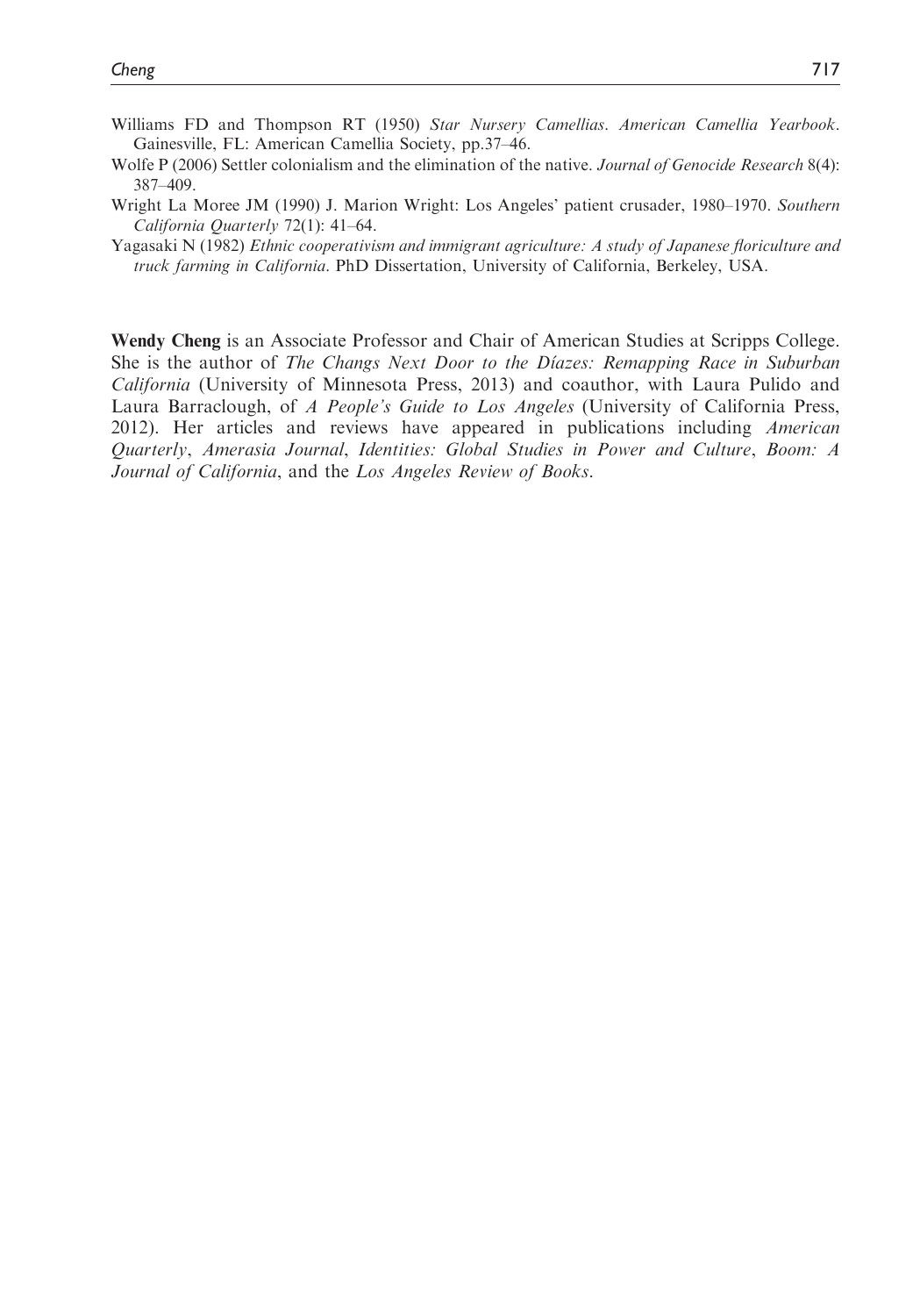Williams FD and Thompson RT (1950) *Star Nursery Camellias*. *American Camellia Yearbook*. Gainesville, FL: American Camellia Society, pp.37–46.

Wolfe P (2006) Settler colonialism and the elimination of the native. *Journal of Genocide Research* 8(4): 387–409.

Wright La Moree JM (1990) J. Marion Wright: Los Angeles' patient crusader, 1980–1970. *Southern California Quarterly* 72(1): 41–64.

Yagasaki N (1982) *Ethnic cooperativism and immigrant agriculture: A study of Japanese floriculture and truck farming in California*. PhD Dissertation, University of California, Berkeley, USA.

**Wendy Cheng** is an Associate Professor and Chair of American Studies at Scripps College. She is the author of *The Changs Next Door to the Díazes: Remapping Race in Suburban California* (University of Minnesota Press, 2013) and coauthor, with Laura Pulido and Laura Barraclough, of *A People's Guide to Los Angeles* (University of California Press, 2012). Her articles and reviews have appeared in publications including *American Quarterly*, *Amerasia Journal*, *Identities: Global Studies in Power and Culture*, *Boom: A Journal of California*, and the *Los Angeles Review of Books*.